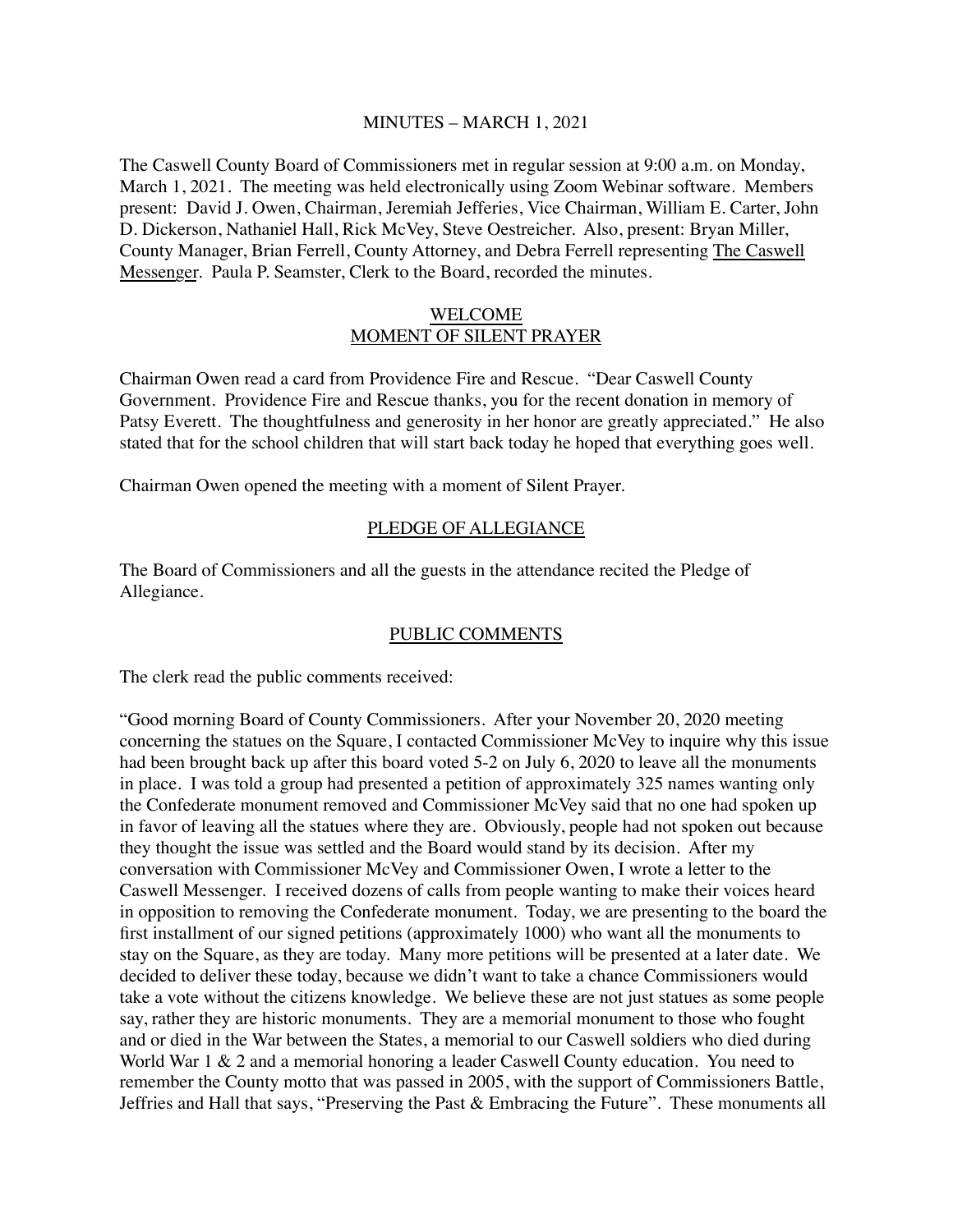# MINUTES – MARCH 1, 2021

The Caswell County Board of Commissioners met in regular session at 9:00 a.m. on Monday, March 1, 2021. The meeting was held electronically using Zoom Webinar software. Members present: David J. Owen, Chairman, Jeremiah Jefferies, Vice Chairman, William E. Carter, John D. Dickerson, Nathaniel Hall, Rick McVey, Steve Oestreicher. Also, present: Bryan Miller, County Manager, Brian Ferrell, County Attorney, and Debra Ferrell representing The Caswell Messenger. Paula P. Seamster, Clerk to the Board, recorded the minutes.

## WELCOME
## MOMENT OF SILENT PRAYER

Chairman Owen read a card from Providence Fire and Rescue. "Dear Caswell County Government. Providence Fire and Rescue thanks, you for the recent donation in memory of Patsy Everett. The thoughtfulness and generosity in her honor are greatly appreciated." He also stated that for the school children that will start back today he hoped that everything goes well.

Chairman Owen opened the meeting with a moment of Silent Prayer.

## PLEDGE OF ALLEGIANCE

The Board of Commissioners and all the guests in the attendance recited the Pledge of Allegiance.

## PUBLIC COMMENTS

The clerk read the public comments received:

"Good morning Board of County Commissioners. After your November 20, 2020 meeting concerning the statues on the Square, I contacted Commissioner McVey to inquire why this issue had been brought back up after this board voted 5-2 on July 6, 2020 to leave all the monuments in place. I was told a group had presented a petition of approximately 325 names wanting only the Confederate monument removed and Commissioner McVey said that no one had spoken up in favor of leaving all the statues where they are. Obviously, people had not spoken out because they thought the issue was settled and the Board would stand by its decision. After my conversation with Commissioner McVey and Commissioner Owen, I wrote a letter to the Caswell Messenger. I received dozens of calls from people wanting to make their voices heard in opposition to removing the Confederate monument. Today, we are presenting to the board the first installment of our signed petitions (approximately 1000) who want all the monuments to stay on the Square, as they are today. Many more petitions will be presented at a later date. We decided to deliver these today, because we didn't want to take a chance Commissioners would take a vote without the citizens knowledge. We believe these are not just statues as some people say, rather they are historic monuments. They are a memorial monument to those who fought and or died in the War between the States, a memorial to our Caswell soldiers who died during World War 1 & 2 and a memorial honoring a leader Caswell County education. You need to remember the County motto that was passed in 2005, with the support of Commissioners Battle, Jeffries and Hall that says, "Preserving the Past & Embracing the Future". These monuments all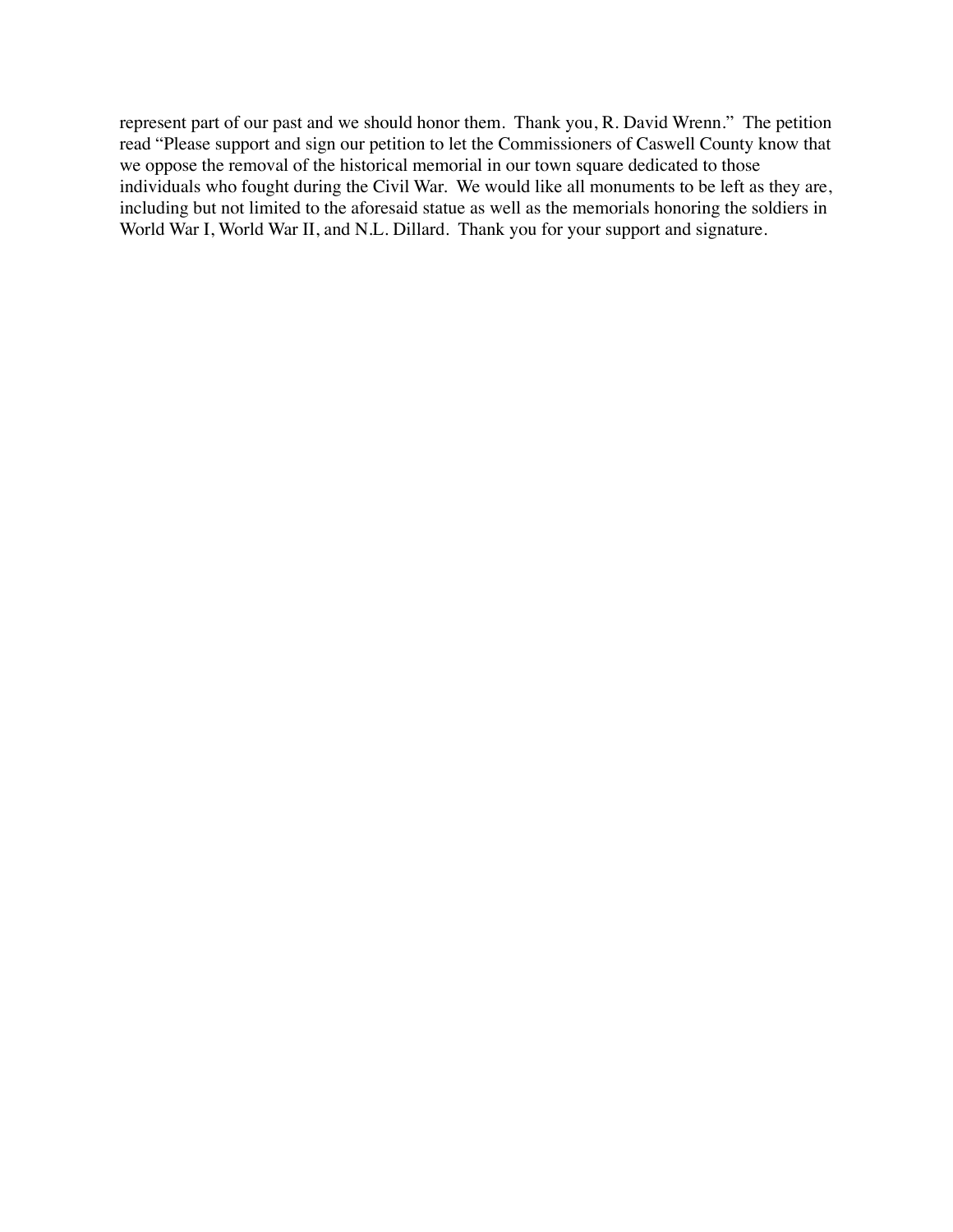represent part of our past and we should honor them. Thank you, R. David Wrenn." The petition read "Please support and sign our petition to let the Commissioners of Caswell County know that we oppose the removal of the historical memorial in our town square dedicated to those individuals who fought during the Civil War. We would like all monuments to be left as they are, including but not limited to the aforesaid statue as well as the memorials honoring the soldiers in World War I, World War II, and N.L. Dillard. Thank you for your support and signature.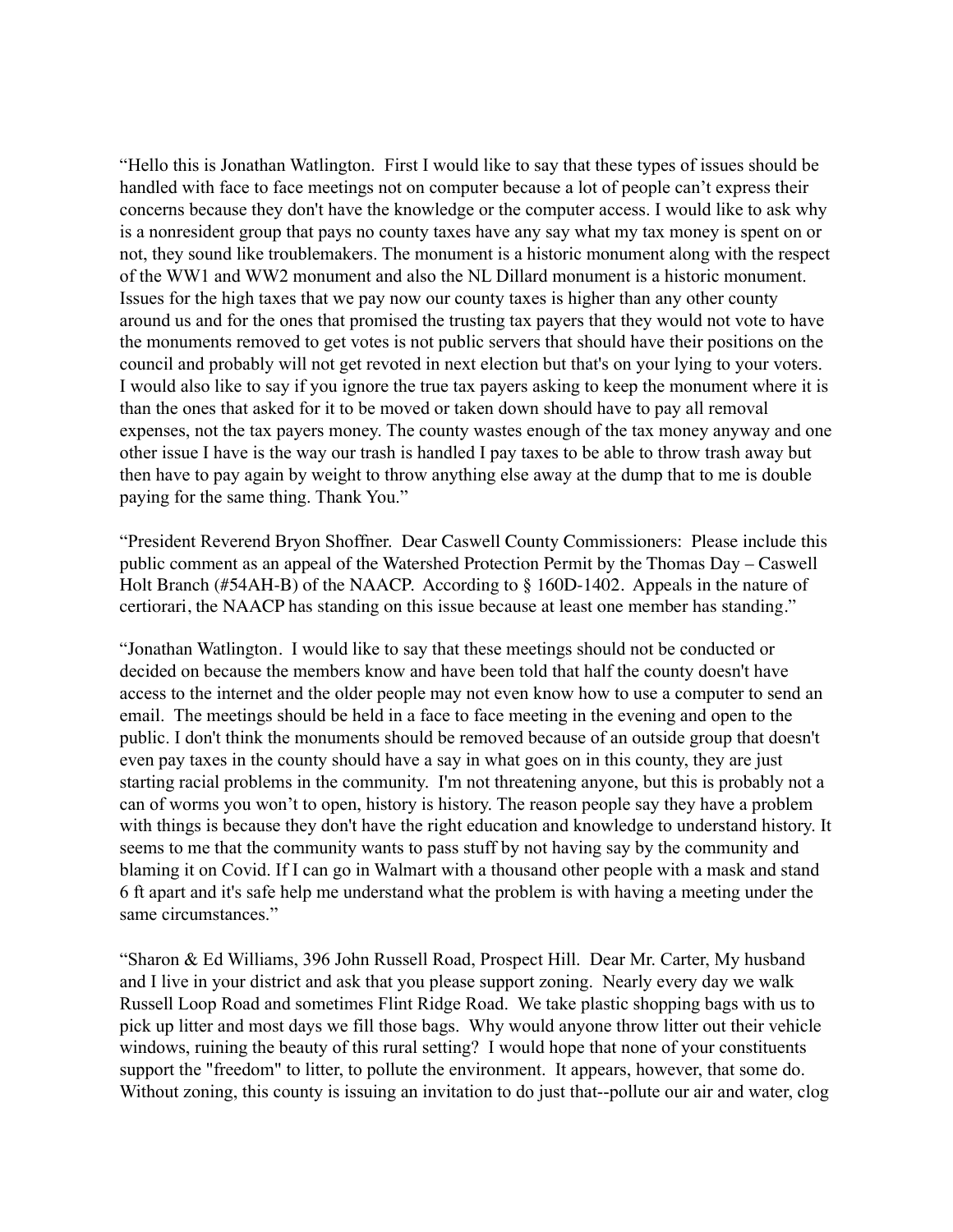"Hello this is Jonathan Watlington. First I would like to say that these types of issues should be handled with face to face meetings not on computer because a lot of people can't express their concerns because they don't have the knowledge or the computer access. I would like to ask why is a nonresident group that pays no county taxes have any say what my tax money is spent on or not, they sound like troublemakers. The monument is a historic monument along with the respect of the WW1 and WW2 monument and also the NL Dillard monument is a historic monument. Issues for the high taxes that we pay now our county taxes is higher than any other county around us and for the ones that promised the trusting tax payers that they would not vote to have the monuments removed to get votes is not public servers that should have their positions on the council and probably will not get revoted in next election but that's on your lying to your voters. I would also like to say if you ignore the true tax payers asking to keep the monument where it is than the ones that asked for it to be moved or taken down should have to pay all removal expenses, not the tax payers money. The county wastes enough of the tax money anyway and one other issue I have is the way our trash is handled I pay taxes to be able to throw trash away but then have to pay again by weight to throw anything else away at the dump that to me is double paying for the same thing. Thank You."

"President Reverend Bryon Shoffner. Dear Caswell County Commissioners: Please include this public comment as an appeal of the Watershed Protection Permit by the Thomas Day – Caswell Holt Branch (#54AH-B) of the NAACP. According to § 160D-1402. Appeals in the nature of certiorari, the NAACP has standing on this issue because at least one member has standing."

"Jonathan Watlington. I would like to say that these meetings should not be conducted or decided on because the members know and have been told that half the county doesn't have access to the internet and the older people may not even know how to use a computer to send an email. The meetings should be held in a face to face meeting in the evening and open to the public. I don't think the monuments should be removed because of an outside group that doesn't even pay taxes in the county should have a say in what goes on in this county, they are just starting racial problems in the community. I'm not threatening anyone, but this is probably not a can of worms you won't to open, history is history. The reason people say they have a problem with things is because they don't have the right education and knowledge to understand history. It seems to me that the community wants to pass stuff by not having say by the community and blaming it on Covid. If I can go in Walmart with a thousand other people with a mask and stand 6 ft apart and it's safe help me understand what the problem is with having a meeting under the same circumstances."

"Sharon & Ed Williams, 396 John Russell Road, Prospect Hill. Dear Mr. Carter, My husband and I live in your district and ask that you please support zoning. Nearly every day we walk Russell Loop Road and sometimes Flint Ridge Road. We take plastic shopping bags with us to pick up litter and most days we fill those bags. Why would anyone throw litter out their vehicle windows, ruining the beauty of this rural setting? I would hope that none of your constituents support the "freedom" to litter, to pollute the environment. It appears, however, that some do. Without zoning, this county is issuing an invitation to do just that--pollute our air and water, clog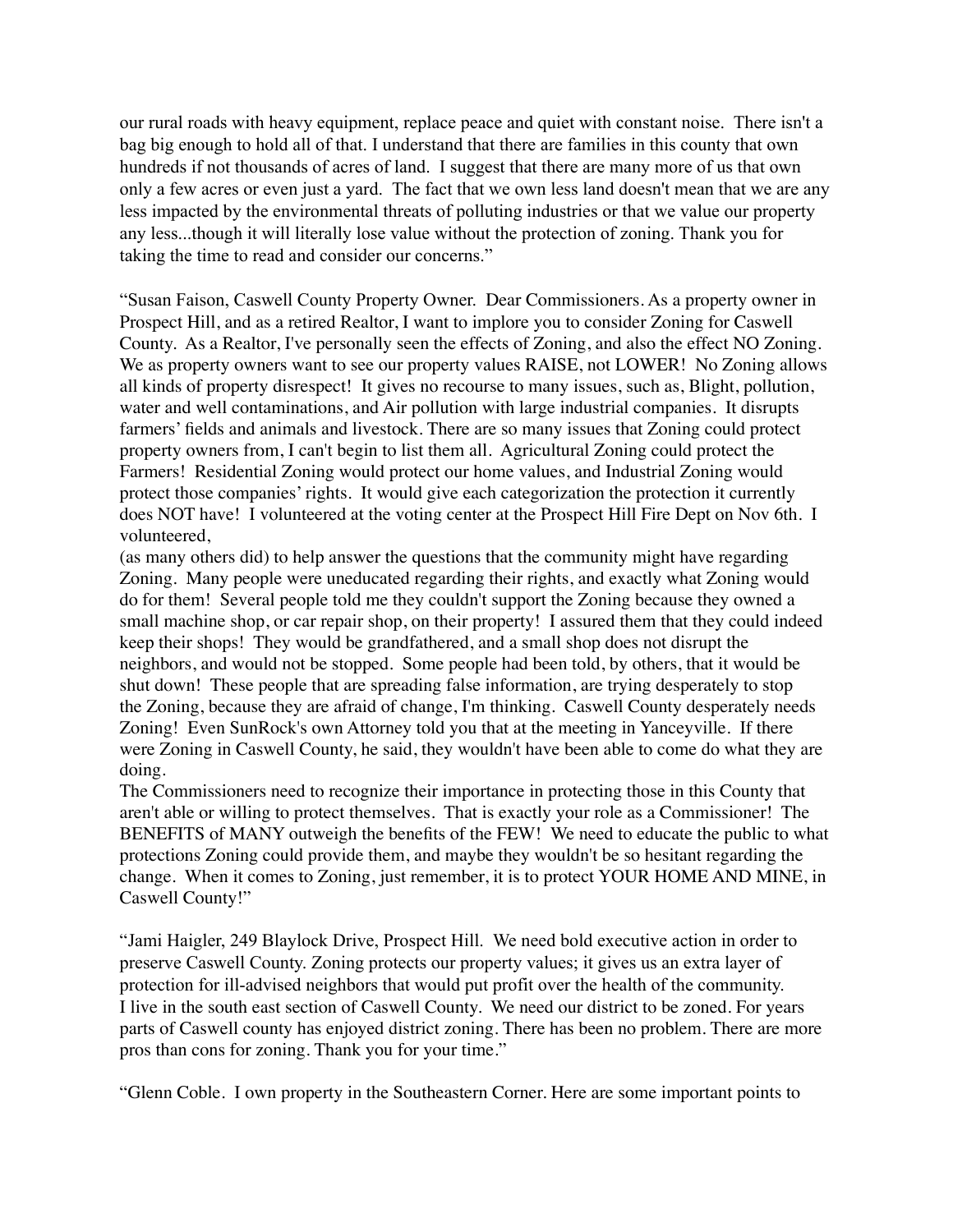our rural roads with heavy equipment, replace peace and quiet with constant noise. There isn't a bag big enough to hold all of that. I understand that there are families in this county that own hundreds if not thousands of acres of land. I suggest that there are many more of us that own only a few acres or even just a yard. The fact that we own less land doesn't mean that we are any less impacted by the environmental threats of polluting industries or that we value our property any less...though it will literally lose value without the protection of zoning. Thank you for taking the time to read and consider our concerns."

"Susan Faison, Caswell County Property Owner. Dear Commissioners. As a property owner in Prospect Hill, and as a retired Realtor, I want to implore you to consider Zoning for Caswell County. As a Realtor, I've personally seen the effects of Zoning, and also the effect NO Zoning. We as property owners want to see our property values RAISE, not LOWER! No Zoning allows all kinds of property disrespect! It gives no recourse to many issues, such as, Blight, pollution, water and well contaminations, and Air pollution with large industrial companies. It disrupts farmers' fields and animals and livestock. There are so many issues that Zoning could protect property owners from, I can't begin to list them all. Agricultural Zoning could protect the Farmers! Residential Zoning would protect our home values, and Industrial Zoning would protect those companies' rights. It would give each categorization the protection it currently does NOT have! I volunteered at the voting center at the Prospect Hill Fire Dept on Nov 6th. I volunteered,
(as many others did) to help answer the questions that the community might have regarding Zoning. Many people were uneducated regarding their rights, and exactly what Zoning would do for them! Several people told me they couldn't support the Zoning because they owned a small machine shop, or car repair shop, on their property! I assured them that they could indeed keep their shops! They would be grandfathered, and a small shop does not disrupt the neighbors, and would not be stopped. Some people had been told, by others, that it would be shut down! These people that are spreading false information, are trying desperately to stop the Zoning, because they are afraid of change, I'm thinking. Caswell County desperately needs Zoning! Even SunRock's own Attorney told you that at the meeting in Yanceyville. If there were Zoning in Caswell County, he said, they wouldn't have been able to come do what they are doing.
The Commissioners need to recognize their importance in protecting those in this County that aren't able or willing to protect themselves. That is exactly your role as a Commissioner! The BENEFITS of MANY outweigh the benefits of the FEW! We need to educate the public to what protections Zoning could provide them, and maybe they wouldn't be so hesitant regarding the change. When it comes to Zoning, just remember, it is to protect YOUR HOME AND MINE, in Caswell County!"

"Jami Haigler, 249 Blaylock Drive, Prospect Hill. We need bold executive action in order to preserve Caswell County. Zoning protects our property values; it gives us an extra layer of protection for ill-advised neighbors that would put profit over the health of the community.
I live in the south east section of Caswell County. We need our district to be zoned. For years parts of Caswell county has enjoyed district zoning. There has been no problem. There are more pros than cons for zoning. Thank you for your time."

"Glenn Coble. I own property in the Southeastern Corner. Here are some important points to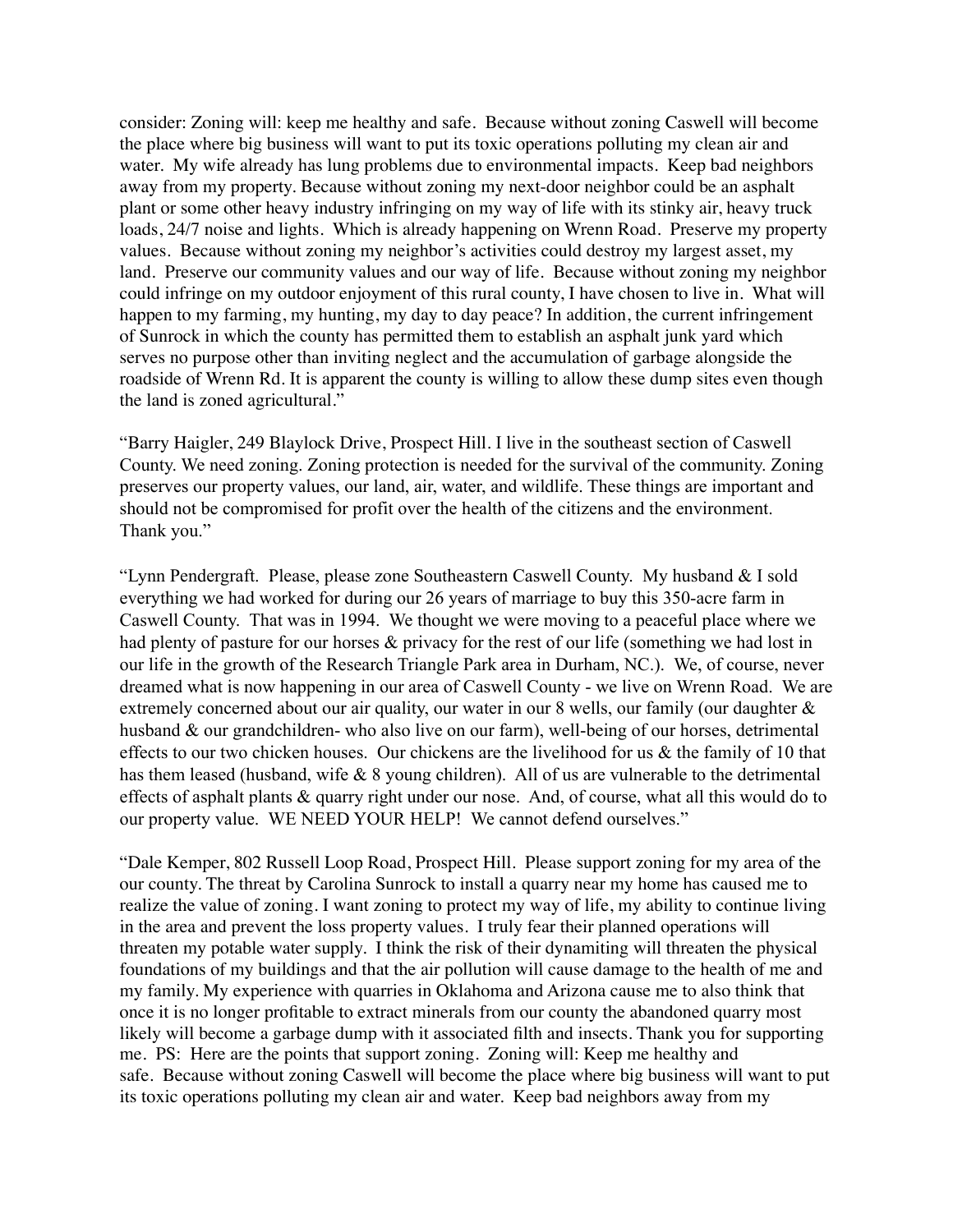consider: Zoning will: keep me healthy and safe. Because without zoning Caswell will become the place where big business will want to put its toxic operations polluting my clean air and water. My wife already has lung problems due to environmental impacts. Keep bad neighbors away from my property. Because without zoning my next-door neighbor could be an asphalt plant or some other heavy industry infringing on my way of life with its stinky air, heavy truck loads, 24/7 noise and lights. Which is already happening on Wrenn Road. Preserve my property values. Because without zoning my neighbor's activities could destroy my largest asset, my land. Preserve our community values and our way of life. Because without zoning my neighbor could infringe on my outdoor enjoyment of this rural county, I have chosen to live in. What will happen to my farming, my hunting, my day to day peace? In addition, the current infringement of Sunrock in which the county has permitted them to establish an asphalt junk yard which serves no purpose other than inviting neglect and the accumulation of garbage alongside the roadside of Wrenn Rd. It is apparent the county is willing to allow these dump sites even though the land is zoned agricultural."

"Barry Haigler, 249 Blaylock Drive, Prospect Hill. I live in the southeast section of Caswell County. We need zoning. Zoning protection is needed for the survival of the community. Zoning preserves our property values, our land, air, water, and wildlife. These things are important and should not be compromised for profit over the health of the citizens and the environment. Thank you."

"Lynn Pendergraft. Please, please zone Southeastern Caswell County. My husband & I sold everything we had worked for during our 26 years of marriage to buy this 350-acre farm in Caswell County. That was in 1994. We thought we were moving to a peaceful place where we had plenty of pasture for our horses & privacy for the rest of our life (something we had lost in our life in the growth of the Research Triangle Park area in Durham, NC.). We, of course, never dreamed what is now happening in our area of Caswell County - we live on Wrenn Road. We are extremely concerned about our air quality, our water in our 8 wells, our family (our daughter & husband & our grandchildren- who also live on our farm), well-being of our horses, detrimental effects to our two chicken houses. Our chickens are the livelihood for us & the family of 10 that has them leased (husband, wife & 8 young children). All of us are vulnerable to the detrimental effects of asphalt plants & quarry right under our nose. And, of course, what all this would do to our property value. WE NEED YOUR HELP! We cannot defend ourselves."

"Dale Kemper, 802 Russell Loop Road, Prospect Hill. Please support zoning for my area of the our county. The threat by Carolina Sunrock to install a quarry near my home has caused me to realize the value of zoning. I want zoning to protect my way of life, my ability to continue living in the area and prevent the loss property values. I truly fear their planned operations will threaten my potable water supply. I think the risk of their dynamiting will threaten the physical foundations of my buildings and that the air pollution will cause damage to the health of me and my family. My experience with quarries in Oklahoma and Arizona cause me to also think that once it is no longer profitable to extract minerals from our county the abandoned quarry most likely will become a garbage dump with it associated filth and insects. Thank you for supporting me. PS: Here are the points that support zoning. Zoning will: Keep me healthy and safe. Because without zoning Caswell will become the place where big business will want to put its toxic operations polluting my clean air and water. Keep bad neighbors away from my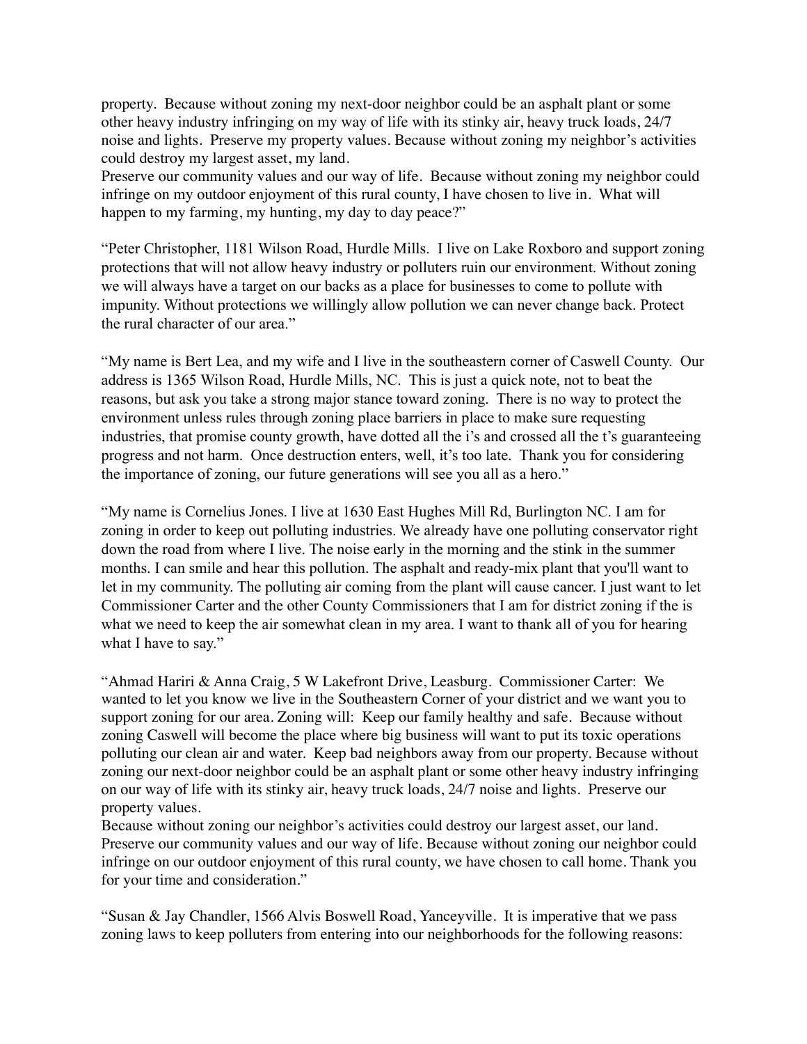property. Because without zoning my next-door neighbor could be an asphalt plant or some other heavy industry infringing on my way of life with its stinky air, heavy truck loads, 24/7 noise and lights. Preserve my property values. Because without zoning my neighbor's activities could destroy my largest asset, my land.
Preserve our community values and our way of life. Because without zoning my neighbor could infringe on my outdoor enjoyment of this rural county, I have chosen to live in. What will happen to my farming, my hunting, my day to day peace?"

"Peter Christopher, 1181 Wilson Road, Hurdle Mills. I live on Lake Roxboro and support zoning protections that will not allow heavy industry or polluters ruin our environment. Without zoning we will always have a target on our backs as a place for businesses to come to pollute with impunity. Without protections we willingly allow pollution we can never change back. Protect the rural character of our area."

"My name is Bert Lea, and my wife and I live in the southeastern corner of Caswell County. Our address is 1365 Wilson Road, Hurdle Mills, NC. This is just a quick note, not to beat the reasons, but ask you take a strong major stance toward zoning. There is no way to protect the environment unless rules through zoning place barriers in place to make sure requesting industries, that promise county growth, have dotted all the i's and crossed all the t's guaranteeing progress and not harm. Once destruction enters, well, it's too late. Thank you for considering the importance of zoning, our future generations will see you all as a hero."

"My name is Cornelius Jones. I live at 1630 East Hughes Mill Rd, Burlington NC. I am for zoning in order to keep out polluting industries. We already have one polluting conservator right down the road from where I live. The noise early in the morning and the stink in the summer months. I can smile and hear this pollution. The asphalt and ready-mix plant that you'll want to let in my community. The polluting air coming from the plant will cause cancer. I just want to let Commissioner Carter and the other County Commissioners that I am for district zoning if the is what we need to keep the air somewhat clean in my area. I want to thank all of you for hearing what I have to say."

"Ahmad Hariri & Anna Craig, 5 W Lakefront Drive, Leasburg. Commissioner Carter: We wanted to let you know we live in the Southeastern Corner of your district and we want you to support zoning for our area. Zoning will: Keep our family healthy and safe. Because without zoning Caswell will become the place where big business will want to put its toxic operations polluting our clean air and water. Keep bad neighbors away from our property. Because without zoning our next-door neighbor could be an asphalt plant or some other heavy industry infringing on our way of life with its stinky air, heavy truck loads, 24/7 noise and lights. Preserve our property values.
Because without zoning our neighbor's activities could destroy our largest asset, our land. Preserve our community values and our way of life. Because without zoning our neighbor could infringe on our outdoor enjoyment of this rural county, we have chosen to call home. Thank you for your time and consideration."

"Susan & Jay Chandler, 1566 Alvis Boswell Road, Yanceyville. It is imperative that we pass zoning laws to keep polluters from entering into our neighborhoods for the following reasons: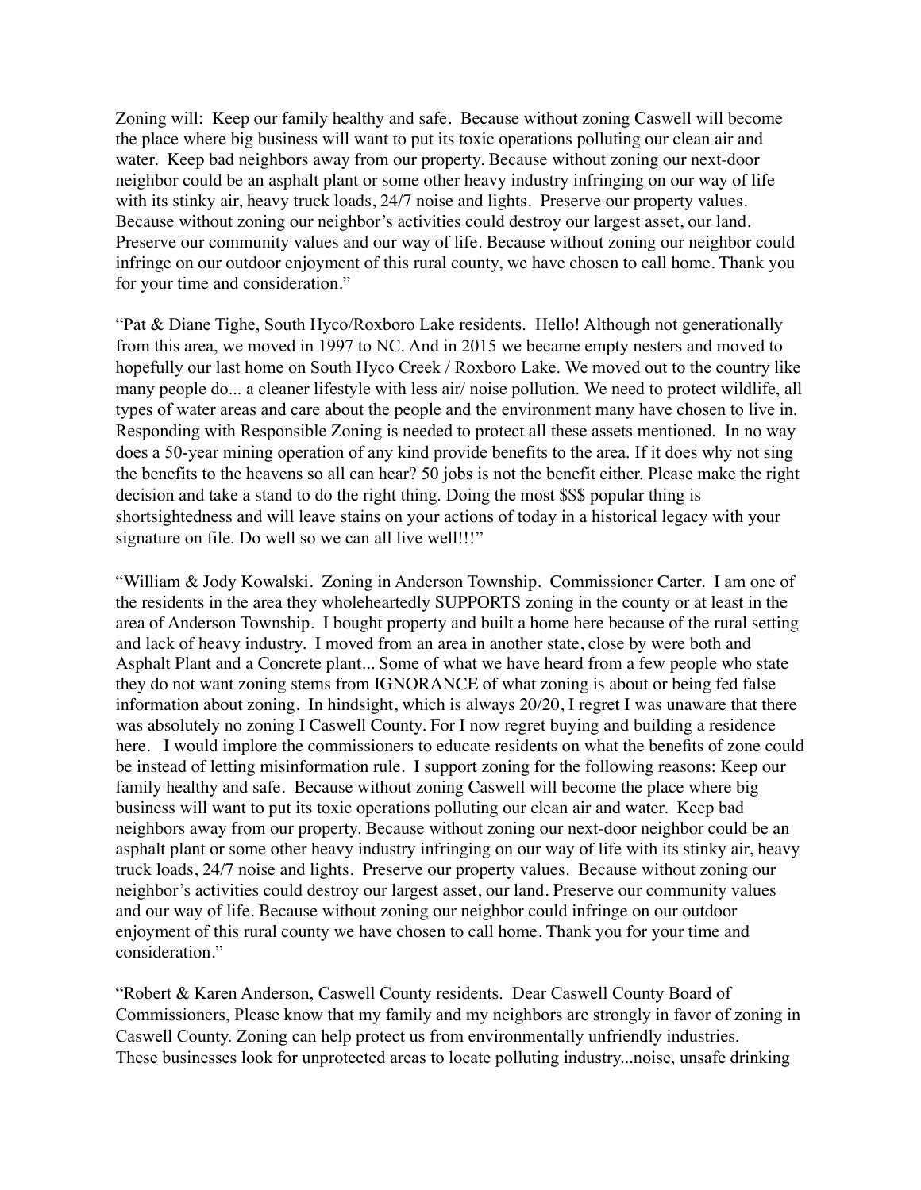Zoning will: Keep our family healthy and safe. Because without zoning Caswell will become the place where big business will want to put its toxic operations polluting our clean air and water. Keep bad neighbors away from our property. Because without zoning our next-door neighbor could be an asphalt plant or some other heavy industry infringing on our way of life with its stinky air, heavy truck loads, 24/7 noise and lights. Preserve our property values. Because without zoning our neighbor's activities could destroy our largest asset, our land. Preserve our community values and our way of life. Because without zoning our neighbor could infringe on our outdoor enjoyment of this rural county, we have chosen to call home. Thank you for your time and consideration."

"Pat & Diane Tighe, South Hyco/Roxboro Lake residents. Hello! Although not generationally from this area, we moved in 1997 to NC. And in 2015 we became empty nesters and moved to hopefully our last home on South Hyco Creek / Roxboro Lake. We moved out to the country like many people do... a cleaner lifestyle with less air/ noise pollution. We need to protect wildlife, all types of water areas and care about the people and the environment many have chosen to live in. Responding with Responsible Zoning is needed to protect all these assets mentioned. In no way does a 50-year mining operation of any kind provide benefits to the area. If it does why not sing the benefits to the heavens so all can hear? 50 jobs is not the benefit either. Please make the right decision and take a stand to do the right thing. Doing the most $$$ popular thing is shortsightedness and will leave stains on your actions of today in a historical legacy with your signature on file. Do well so we can all live well!!!"

"William & Jody Kowalski. Zoning in Anderson Township. Commissioner Carter. I am one of the residents in the area they wholeheartedly SUPPORTS zoning in the county or at least in the area of Anderson Township. I bought property and built a home here because of the rural setting and lack of heavy industry. I moved from an area in another state, close by were both and Asphalt Plant and a Concrete plant... Some of what we have heard from a few people who state they do not want zoning stems from IGNORANCE of what zoning is about or being fed false information about zoning. In hindsight, which is always 20/20, I regret I was unaware that there was absolutely no zoning I Caswell County. For I now regret buying and building a residence here. I would implore the commissioners to educate residents on what the benefits of zone could be instead of letting misinformation rule. I support zoning for the following reasons: Keep our family healthy and safe. Because without zoning Caswell will become the place where big business will want to put its toxic operations polluting our clean air and water. Keep bad neighbors away from our property. Because without zoning our next-door neighbor could be an asphalt plant or some other heavy industry infringing on our way of life with its stinky air, heavy truck loads, 24/7 noise and lights. Preserve our property values. Because without zoning our neighbor's activities could destroy our largest asset, our land. Preserve our community values and our way of life. Because without zoning our neighbor could infringe on our outdoor enjoyment of this rural county we have chosen to call home. Thank you for your time and consideration."

"Robert & Karen Anderson, Caswell County residents. Dear Caswell County Board of Commissioners, Please know that my family and my neighbors are strongly in favor of zoning in Caswell County. Zoning can help protect us from environmentally unfriendly industries. These businesses look for unprotected areas to locate polluting industry...noise, unsafe drinking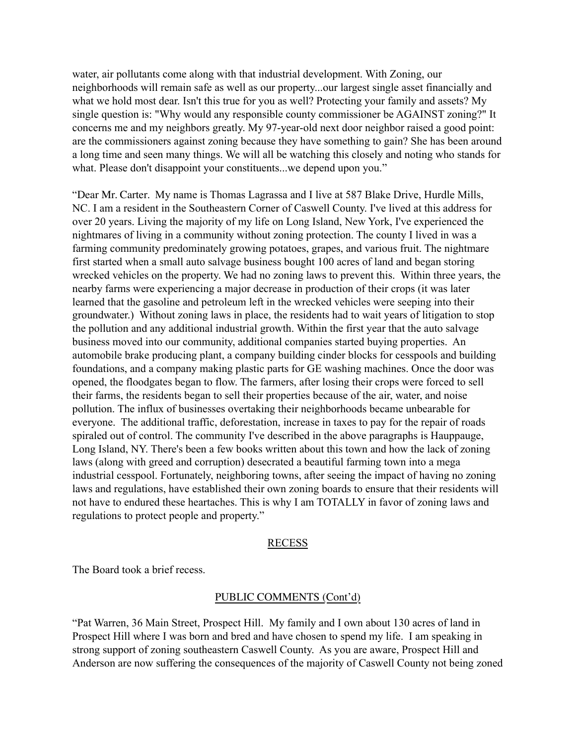water, air pollutants come along with that industrial development. With Zoning, our neighborhoods will remain safe as well as our property...our largest single asset financially and what we hold most dear. Isn't this true for you as well? Protecting your family and assets? My single question is: "Why would any responsible county commissioner be AGAINST zoning?" It concerns me and my neighbors greatly. My 97-year-old next door neighbor raised a good point: are the commissioners against zoning because they have something to gain? She has been around a long time and seen many things. We will all be watching this closely and noting who stands for what. Please don't disappoint your constituents...we depend upon you."

"Dear Mr. Carter. My name is Thomas Lagrassa and I live at 587 Blake Drive, Hurdle Mills, NC. I am a resident in the Southeastern Corner of Caswell County. I've lived at this address for over 20 years. Living the majority of my life on Long Island, New York, I've experienced the nightmares of living in a community without zoning protection. The county I lived in was a farming community predominately growing potatoes, grapes, and various fruit. The nightmare first started when a small auto salvage business bought 100 acres of land and began storing wrecked vehicles on the property. We had no zoning laws to prevent this. Within three years, the nearby farms were experiencing a major decrease in production of their crops (it was later learned that the gasoline and petroleum left in the wrecked vehicles were seeping into their groundwater.) Without zoning laws in place, the residents had to wait years of litigation to stop the pollution and any additional industrial growth. Within the first year that the auto salvage business moved into our community, additional companies started buying properties. An automobile brake producing plant, a company building cinder blocks for cesspools and building foundations, and a company making plastic parts for GE washing machines. Once the door was opened, the floodgates began to flow. The farmers, after losing their crops were forced to sell their farms, the residents began to sell their properties because of the air, water, and noise pollution. The influx of businesses overtaking their neighborhoods became unbearable for everyone. The additional traffic, deforestation, increase in taxes to pay for the repair of roads spiraled out of control. The community I've described in the above paragraphs is Hauppauge, Long Island, NY. There's been a few books written about this town and how the lack of zoning laws (along with greed and corruption) desecrated a beautiful farming town into a mega industrial cesspool. Fortunately, neighboring towns, after seeing the impact of having no zoning laws and regulations, have established their own zoning boards to ensure that their residents will not have to endured these heartaches. This is why I am TOTALLY in favor of zoning laws and regulations to protect people and property."

## RECESS

The Board took a brief recess.

## PUBLIC COMMENTS (Cont'd)

"Pat Warren, 36 Main Street, Prospect Hill. My family and I own about 130 acres of land in Prospect Hill where I was born and bred and have chosen to spend my life. I am speaking in strong support of zoning southeastern Caswell County. As you are aware, Prospect Hill and Anderson are now suffering the consequences of the majority of Caswell County not being zoned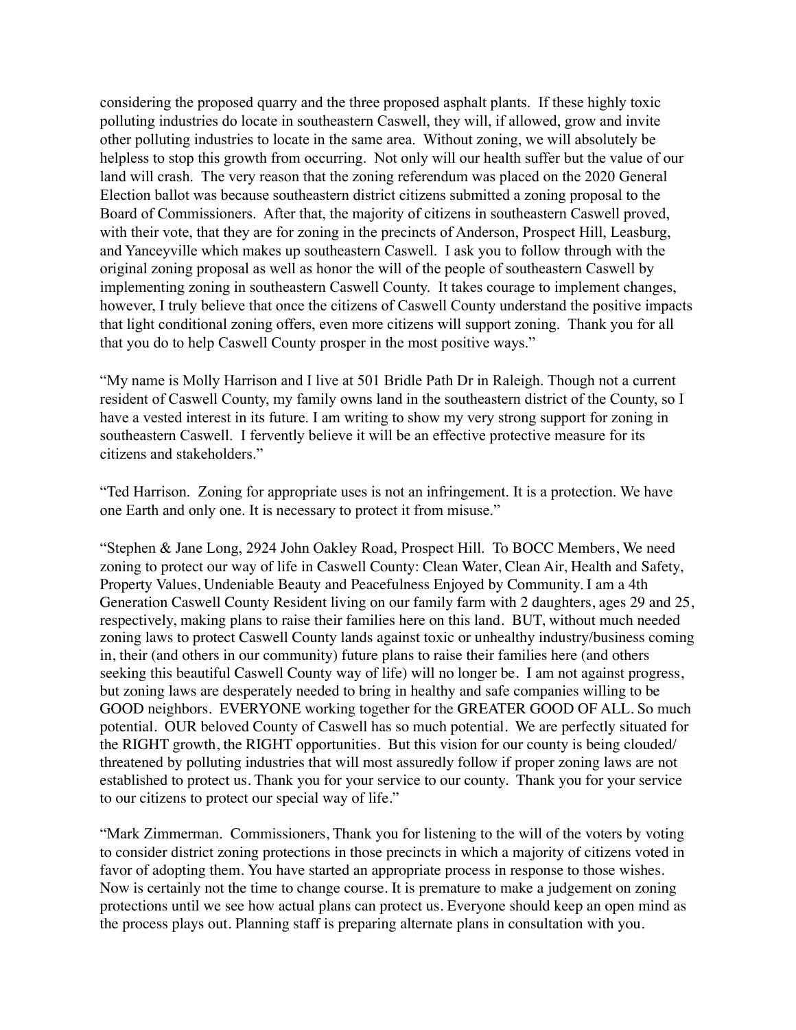considering the proposed quarry and the three proposed asphalt plants. If these highly toxic polluting industries do locate in southeastern Caswell, they will, if allowed, grow and invite other polluting industries to locate in the same area. Without zoning, we will absolutely be helpless to stop this growth from occurring. Not only will our health suffer but the value of our land will crash. The very reason that the zoning referendum was placed on the 2020 General Election ballot was because southeastern district citizens submitted a zoning proposal to the Board of Commissioners. After that, the majority of citizens in southeastern Caswell proved, with their vote, that they are for zoning in the precincts of Anderson, Prospect Hill, Leasburg, and Yanceyville which makes up southeastern Caswell. I ask you to follow through with the original zoning proposal as well as honor the will of the people of southeastern Caswell by implementing zoning in southeastern Caswell County. It takes courage to implement changes, however, I truly believe that once the citizens of Caswell County understand the positive impacts that light conditional zoning offers, even more citizens will support zoning. Thank you for all that you do to help Caswell County prosper in the most positive ways."

"My name is Molly Harrison and I live at 501 Bridle Path Dr in Raleigh. Though not a current resident of Caswell County, my family owns land in the southeastern district of the County, so I have a vested interest in its future. I am writing to show my very strong support for zoning in southeastern Caswell. I fervently believe it will be an effective protective measure for its citizens and stakeholders."

"Ted Harrison. Zoning for appropriate uses is not an infringement. It is a protection. We have one Earth and only one. It is necessary to protect it from misuse."

"Stephen & Jane Long, 2924 John Oakley Road, Prospect Hill. To BOCC Members, We need zoning to protect our way of life in Caswell County: Clean Water, Clean Air, Health and Safety, Property Values, Undeniable Beauty and Peacefulness Enjoyed by Community. I am a 4th Generation Caswell County Resident living on our family farm with 2 daughters, ages 29 and 25, respectively, making plans to raise their families here on this land. BUT, without much needed zoning laws to protect Caswell County lands against toxic or unhealthy industry/business coming in, their (and others in our community) future plans to raise their families here (and others seeking this beautiful Caswell County way of life) will no longer be. I am not against progress, but zoning laws are desperately needed to bring in healthy and safe companies willing to be GOOD neighbors. EVERYONE working together for the GREATER GOOD OF ALL. So much potential. OUR beloved County of Caswell has so much potential. We are perfectly situated for the RIGHT growth, the RIGHT opportunities. But this vision for our county is being clouded/ threatened by polluting industries that will most assuredly follow if proper zoning laws are not established to protect us. Thank you for your service to our county. Thank you for your service to our citizens to protect our special way of life."

"Mark Zimmerman. Commissioners, Thank you for listening to the will of the voters by voting to consider district zoning protections in those precincts in which a majority of citizens voted in favor of adopting them. You have started an appropriate process in response to those wishes. Now is certainly not the time to change course. It is premature to make a judgement on zoning protections until we see how actual plans can protect us. Everyone should keep an open mind as the process plays out. Planning staff is preparing alternate plans in consultation with you.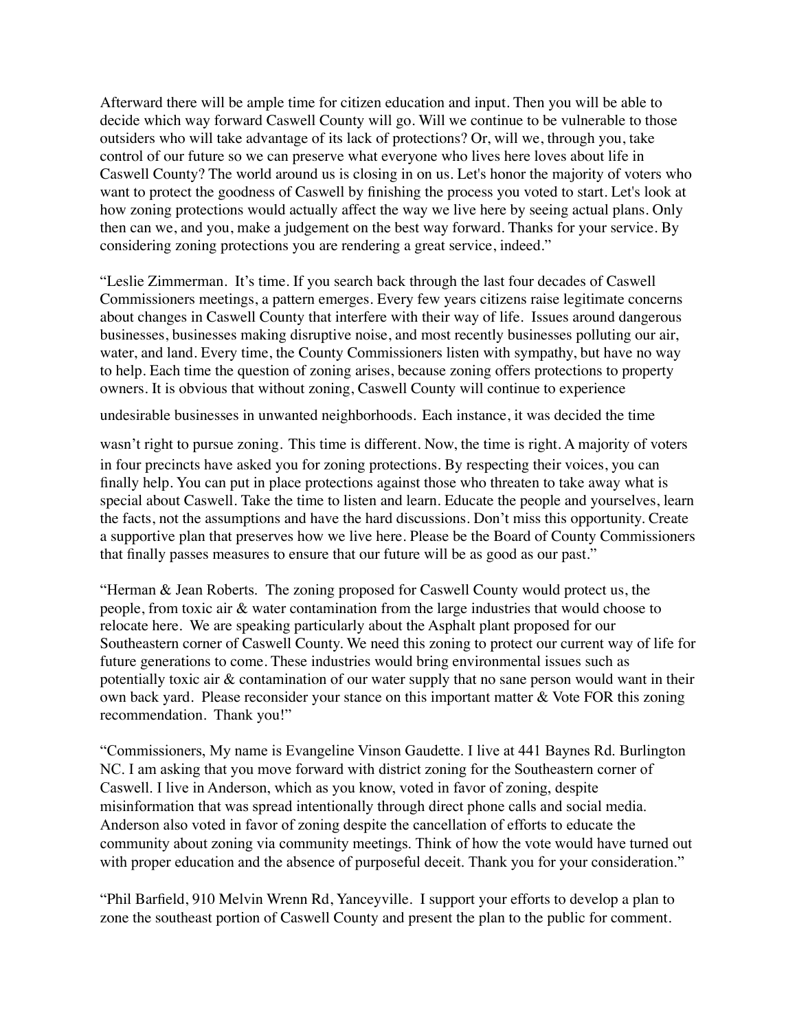Afterward there will be ample time for citizen education and input. Then you will be able to decide which way forward Caswell County will go. Will we continue to be vulnerable to those outsiders who will take advantage of its lack of protections? Or, will we, through you, take control of our future so we can preserve what everyone who lives here loves about life in Caswell County? The world around us is closing in on us. Let's honor the majority of voters who want to protect the goodness of Caswell by finishing the process you voted to start. Let's look at how zoning protections would actually affect the way we live here by seeing actual plans. Only then can we, and you, make a judgement on the best way forward. Thanks for your service. By considering zoning protections you are rendering a great service, indeed."

"Leslie Zimmerman. It's time. If you search back through the last four decades of Caswell Commissioners meetings, a pattern emerges. Every few years citizens raise legitimate concerns about changes in Caswell County that interfere with their way of life. Issues around dangerous businesses, businesses making disruptive noise, and most recently businesses polluting our air, water, and land. Every time, the County Commissioners listen with sympathy, but have no way to help. Each time the question of zoning arises, because zoning offers protections to property owners. It is obvious that without zoning, Caswell County will continue to experience undesirable businesses in unwanted neighborhoods. Each instance, it was decided the time wasn't right to pursue zoning. This time is different. Now, the time is right. A majority of voters in four precincts have asked you for zoning protections. By respecting their voices, you can finally help. You can put in place protections against those who threaten to take away what is special about Caswell. Take the time to listen and learn. Educate the people and yourselves, learn the facts, not the assumptions and have the hard discussions. Don't miss this opportunity. Create a supportive plan that preserves how we live here. Please be the Board of County Commissioners that finally passes measures to ensure that our future will be as good as our past."

"Herman & Jean Roberts. The zoning proposed for Caswell County would protect us, the people, from toxic air & water contamination from the large industries that would choose to relocate here. We are speaking particularly about the Asphalt plant proposed for our Southeastern corner of Caswell County. We need this zoning to protect our current way of life for future generations to come. These industries would bring environmental issues such as potentially toxic air & contamination of our water supply that no sane person would want in their own back yard. Please reconsider your stance on this important matter & Vote FOR this zoning recommendation. Thank you!"

"Commissioners, My name is Evangeline Vinson Gaudette. I live at 441 Baynes Rd. Burlington NC. I am asking that you move forward with district zoning for the Southeastern corner of Caswell. I live in Anderson, which as you know, voted in favor of zoning, despite misinformation that was spread intentionally through direct phone calls and social media. Anderson also voted in favor of zoning despite the cancellation of efforts to educate the community about zoning via community meetings. Think of how the vote would have turned out with proper education and the absence of purposeful deceit. Thank you for your consideration."

"Phil Barfield, 910 Melvin Wrenn Rd, Yanceyville. I support your efforts to develop a plan to zone the southeast portion of Caswell County and present the plan to the public for comment.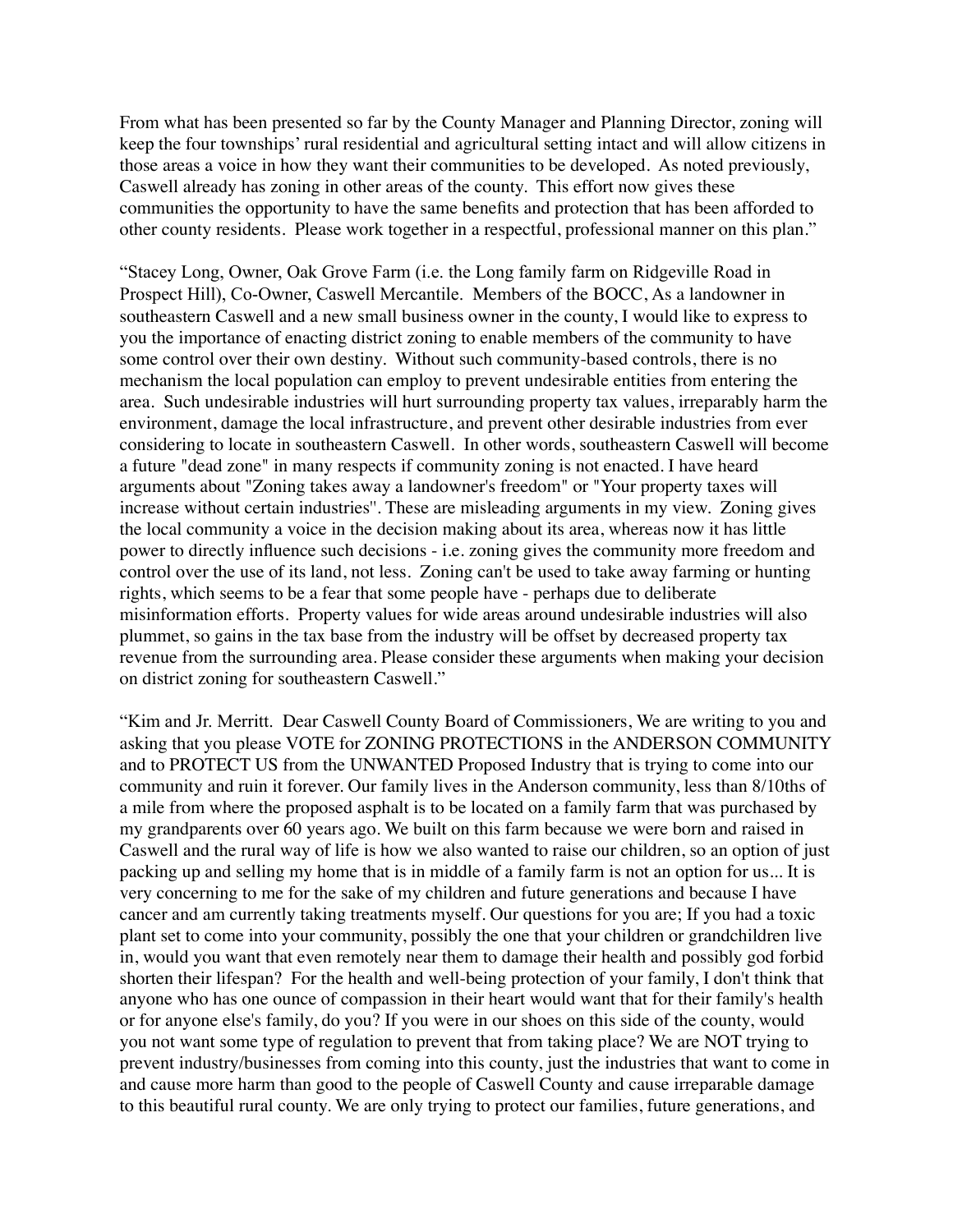From what has been presented so far by the County Manager and Planning Director, zoning will keep the four townships' rural residential and agricultural setting intact and will allow citizens in those areas a voice in how they want their communities to be developed. As noted previously, Caswell already has zoning in other areas of the county. This effort now gives these communities the opportunity to have the same benefits and protection that has been afforded to other county residents. Please work together in a respectful, professional manner on this plan."

"Stacey Long, Owner, Oak Grove Farm (i.e. the Long family farm on Ridgeville Road in Prospect Hill), Co-Owner, Caswell Mercantile. Members of the BOCC, As a landowner in southeastern Caswell and a new small business owner in the county, I would like to express to you the importance of enacting district zoning to enable members of the community to have some control over their own destiny. Without such community-based controls, there is no mechanism the local population can employ to prevent undesirable entities from entering the area. Such undesirable industries will hurt surrounding property tax values, irreparably harm the environment, damage the local infrastructure, and prevent other desirable industries from ever considering to locate in southeastern Caswell. In other words, southeastern Caswell will become a future "dead zone" in many respects if community zoning is not enacted. I have heard arguments about "Zoning takes away a landowner's freedom" or "Your property taxes will increase without certain industries". These are misleading arguments in my view. Zoning gives the local community a voice in the decision making about its area, whereas now it has little power to directly influence such decisions - i.e. zoning gives the community more freedom and control over the use of its land, not less. Zoning can't be used to take away farming or hunting rights, which seems to be a fear that some people have - perhaps due to deliberate misinformation efforts. Property values for wide areas around undesirable industries will also plummet, so gains in the tax base from the industry will be offset by decreased property tax revenue from the surrounding area. Please consider these arguments when making your decision on district zoning for southeastern Caswell."

"Kim and Jr. Merritt. Dear Caswell County Board of Commissioners, We are writing to you and asking that you please VOTE for ZONING PROTECTIONS in the ANDERSON COMMUNITY and to PROTECT US from the UNWANTED Proposed Industry that is trying to come into our community and ruin it forever. Our family lives in the Anderson community, less than 8/10ths of a mile from where the proposed asphalt is to be located on a family farm that was purchased by my grandparents over 60 years ago. We built on this farm because we were born and raised in Caswell and the rural way of life is how we also wanted to raise our children, so an option of just packing up and selling my home that is in middle of a family farm is not an option for us... It is very concerning to me for the sake of my children and future generations and because I have cancer and am currently taking treatments myself. Our questions for you are; If you had a toxic plant set to come into your community, possibly the one that your children or grandchildren live in, would you want that even remotely near them to damage their health and possibly god forbid shorten their lifespan? For the health and well-being protection of your family, I don't think that anyone who has one ounce of compassion in their heart would want that for their family's health or for anyone else's family, do you? If you were in our shoes on this side of the county, would you not want some type of regulation to prevent that from taking place? We are NOT trying to prevent industry/businesses from coming into this county, just the industries that want to come in and cause more harm than good to the people of Caswell County and cause irreparable damage to this beautiful rural county. We are only trying to protect our families, future generations, and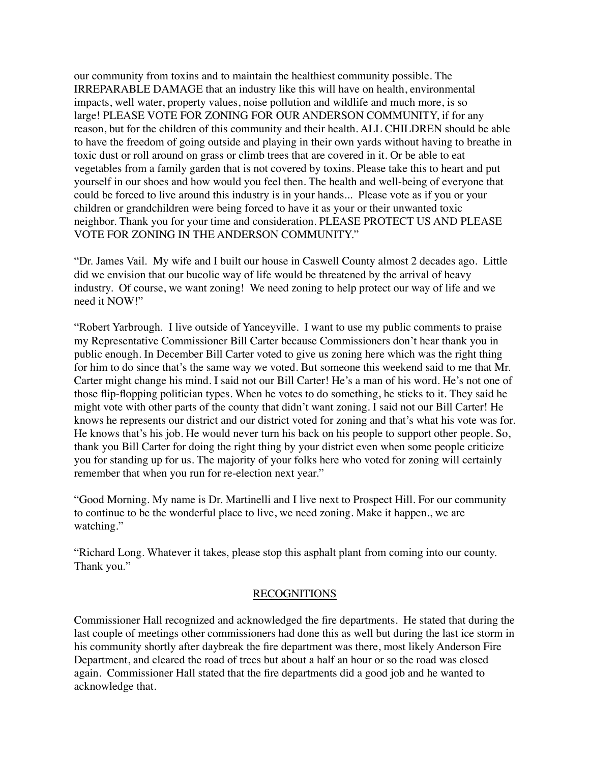our community from toxins and to maintain the healthiest community possible. The IRREPARABLE DAMAGE that an industry like this will have on health, environmental impacts, well water, property values, noise pollution and wildlife and much more, is so large! PLEASE VOTE FOR ZONING FOR OUR ANDERSON COMMUNITY, if for any reason, but for the children of this community and their health. ALL CHILDREN should be able to have the freedom of going outside and playing in their own yards without having to breathe in toxic dust or roll around on grass or climb trees that are covered in it. Or be able to eat vegetables from a family garden that is not covered by toxins. Please take this to heart and put yourself in our shoes and how would you feel then. The health and well-being of everyone that could be forced to live around this industry is in your hands... Please vote as if you or your children or grandchildren were being forced to have it as your or their unwanted toxic neighbor. Thank you for your time and consideration. PLEASE PROTECT US AND PLEASE VOTE FOR ZONING IN THE ANDERSON COMMUNITY."

"Dr. James Vail. My wife and I built our house in Caswell County almost 2 decades ago. Little did we envision that our bucolic way of life would be threatened by the arrival of heavy industry. Of course, we want zoning! We need zoning to help protect our way of life and we need it NOW!"

"Robert Yarbrough. I live outside of Yanceyville. I want to use my public comments to praise my Representative Commissioner Bill Carter because Commissioners don't hear thank you in public enough. In December Bill Carter voted to give us zoning here which was the right thing for him to do since that's the same way we voted. But someone this weekend said to me that Mr. Carter might change his mind. I said not our Bill Carter! He's a man of his word. He's not one of those flip-flopping politician types. When he votes to do something, he sticks to it. They said he might vote with other parts of the county that didn't want zoning. I said not our Bill Carter! He knows he represents our district and our district voted for zoning and that's what his vote was for. He knows that's his job. He would never turn his back on his people to support other people. So, thank you Bill Carter for doing the right thing by your district even when some people criticize you for standing up for us. The majority of your folks here who voted for zoning will certainly remember that when you run for re-election next year."

"Good Morning. My name is Dr. Martinelli and I live next to Prospect Hill. For our community to continue to be the wonderful place to live, we need zoning. Make it happen., we are watching."

"Richard Long. Whatever it takes, please stop this asphalt plant from coming into our county. Thank you."

## RECOGNITIONS

Commissioner Hall recognized and acknowledged the fire departments. He stated that during the last couple of meetings other commissioners had done this as well but during the last ice storm in his community shortly after daybreak the fire department was there, most likely Anderson Fire Department, and cleared the road of trees but about a half an hour or so the road was closed again. Commissioner Hall stated that the fire departments did a good job and he wanted to acknowledge that.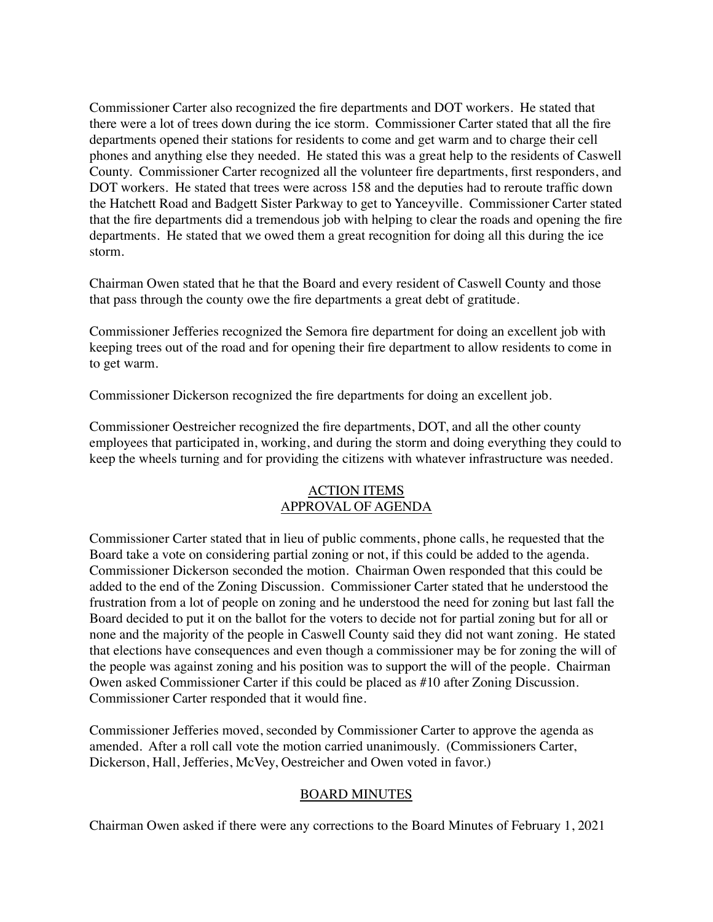Commissioner Carter also recognized the fire departments and DOT workers. He stated that there were a lot of trees down during the ice storm. Commissioner Carter stated that all the fire departments opened their stations for residents to come and get warm and to charge their cell phones and anything else they needed. He stated this was a great help to the residents of Caswell County. Commissioner Carter recognized all the volunteer fire departments, first responders, and DOT workers. He stated that trees were across 158 and the deputies had to reroute traffic down the Hatchett Road and Badgett Sister Parkway to get to Yanceyville. Commissioner Carter stated that the fire departments did a tremendous job with helping to clear the roads and opening the fire departments. He stated that we owed them a great recognition for doing all this during the ice storm.

Chairman Owen stated that he that the Board and every resident of Caswell County and those that pass through the county owe the fire departments a great debt of gratitude.

Commissioner Jefferies recognized the Semora fire department for doing an excellent job with keeping trees out of the road and for opening their fire department to allow residents to come in to get warm.

Commissioner Dickerson recognized the fire departments for doing an excellent job.

Commissioner Oestreicher recognized the fire departments, DOT, and all the other county employees that participated in, working, and during the storm and doing everything they could to keep the wheels turning and for providing the citizens with whatever infrastructure was needed.

## ACTION ITEMS
## APPROVAL OF AGENDA

Commissioner Carter stated that in lieu of public comments, phone calls, he requested that the Board take a vote on considering partial zoning or not, if this could be added to the agenda. Commissioner Dickerson seconded the motion. Chairman Owen responded that this could be added to the end of the Zoning Discussion. Commissioner Carter stated that he understood the frustration from a lot of people on zoning and he understood the need for zoning but last fall the Board decided to put it on the ballot for the voters to decide not for partial zoning but for all or none and the majority of the people in Caswell County said they did not want zoning. He stated that elections have consequences and even though a commissioner may be for zoning the will of the people was against zoning and his position was to support the will of the people. Chairman Owen asked Commissioner Carter if this could be placed as #10 after Zoning Discussion. Commissioner Carter responded that it would fine.

Commissioner Jefferies moved, seconded by Commissioner Carter to approve the agenda as amended. After a roll call vote the motion carried unanimously. (Commissioners Carter, Dickerson, Hall, Jefferies, McVey, Oestreicher and Owen voted in favor.)

## BOARD MINUTES

Chairman Owen asked if there were any corrections to the Board Minutes of February 1, 2021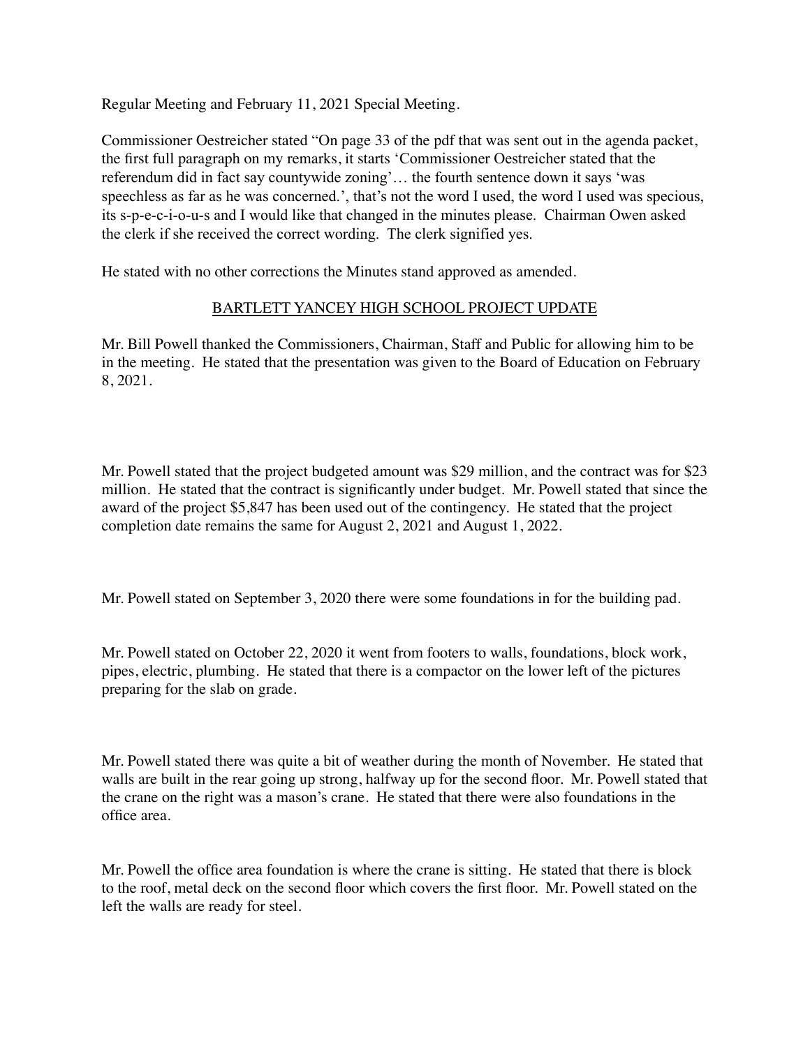Regular Meeting and February 11, 2021 Special Meeting.

Commissioner Oestreicher stated "On page 33 of the pdf that was sent out in the agenda packet, the first full paragraph on my remarks, it starts 'Commissioner Oestreicher stated that the referendum did in fact say countywide zoning'… the fourth sentence down it says 'was speechless as far as he was concerned.', that's not the word I used, the word I used was specious, its s-p-e-c-i-o-u-s and I would like that changed in the minutes please. Chairman Owen asked the clerk if she received the correct wording. The clerk signified yes.

He stated with no other corrections the Minutes stand approved as amended.

## BARTLETT YANCEY HIGH SCHOOL PROJECT UPDATE

Mr. Bill Powell thanked the Commissioners, Chairman, Staff and Public for allowing him to be in the meeting. He stated that the presentation was given to the Board of Education on February 8, 2021.

Mr. Powell stated that the project budgeted amount was $29 million, and the contract was for $23 million. He stated that the contract is significantly under budget. Mr. Powell stated that since the award of the project $5,847 has been used out of the contingency. He stated that the project completion date remains the same for August 2, 2021 and August 1, 2022.

Mr. Powell stated on September 3, 2020 there were some foundations in for the building pad.

Mr. Powell stated on October 22, 2020 it went from footers to walls, foundations, block work, pipes, electric, plumbing. He stated that there is a compactor on the lower left of the pictures preparing for the slab on grade.

Mr. Powell stated there was quite a bit of weather during the month of November. He stated that walls are built in the rear going up strong, halfway up for the second floor. Mr. Powell stated that the crane on the right was a mason's crane. He stated that there were also foundations in the office area.

Mr. Powell the office area foundation is where the crane is sitting. He stated that there is block to the roof, metal deck on the second floor which covers the first floor. Mr. Powell stated on the left the walls are ready for steel.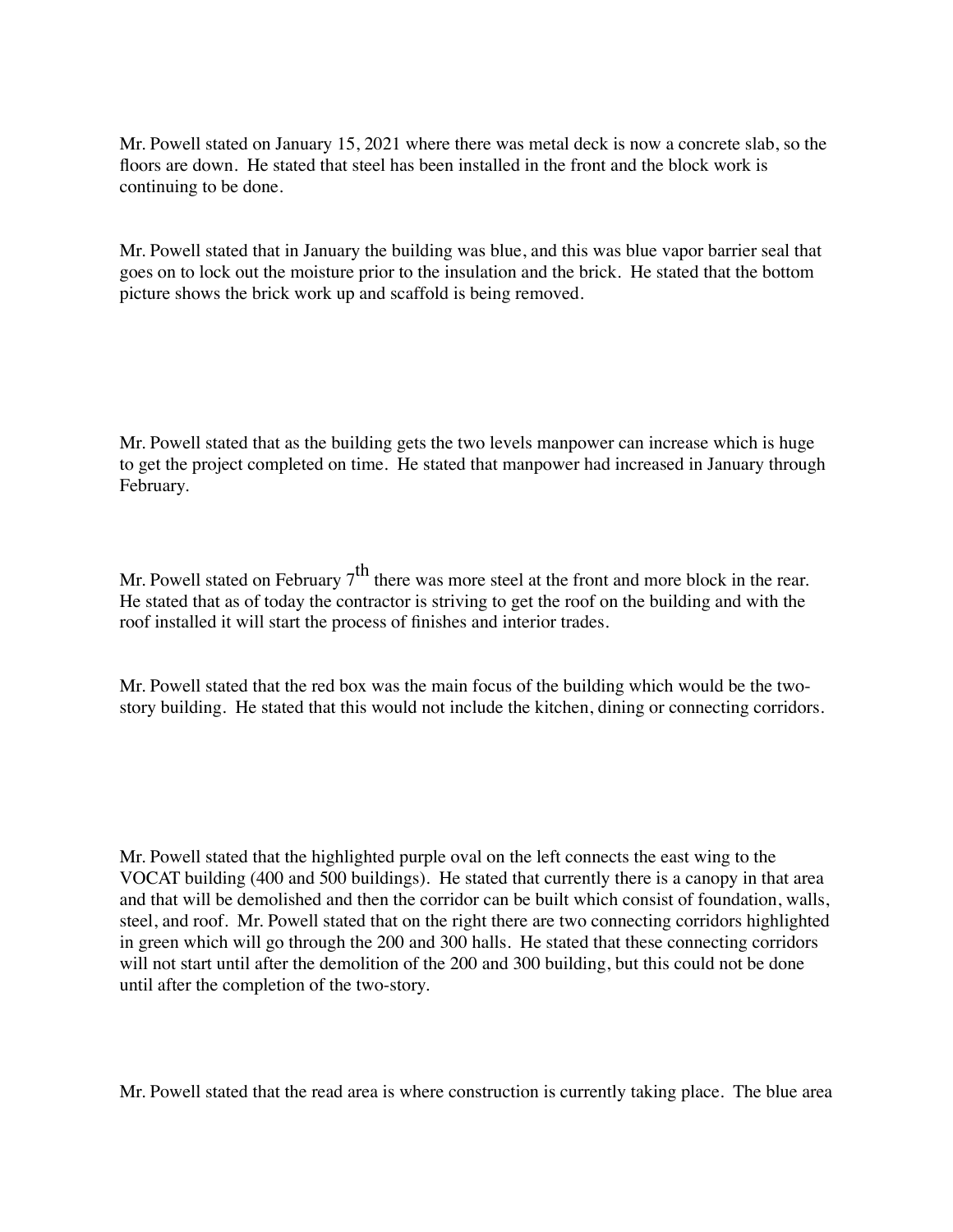Mr. Powell stated on January 15, 2021 where there was metal deck is now a concrete slab, so the floors are down. He stated that steel has been installed in the front and the block work is continuing to be done.

Mr. Powell stated that in January the building was blue, and this was blue vapor barrier seal that goes on to lock out the moisture prior to the insulation and the brick. He stated that the bottom picture shows the brick work up and scaffold is being removed.

Mr. Powell stated that as the building gets the two levels manpower can increase which is huge to get the project completed on time. He stated that manpower had increased in January through February.

Mr. Powell stated on February 7th there was more steel at the front and more block in the rear. He stated that as of today the contractor is striving to get the roof on the building and with the roof installed it will start the process of finishes and interior trades.

Mr. Powell stated that the red box was the main focus of the building which would be the two-story building. He stated that this would not include the kitchen, dining or connecting corridors.

Mr. Powell stated that the highlighted purple oval on the left connects the east wing to the VOCAT building (400 and 500 buildings). He stated that currently there is a canopy in that area and that will be demolished and then the corridor can be built which consist of foundation, walls, steel, and roof. Mr. Powell stated that on the right there are two connecting corridors highlighted in green which will go through the 200 and 300 halls. He stated that these connecting corridors will not start until after the demolition of the 200 and 300 building, but this could not be done until after the completion of the two-story.

Mr. Powell stated that the read area is where construction is currently taking place. The blue area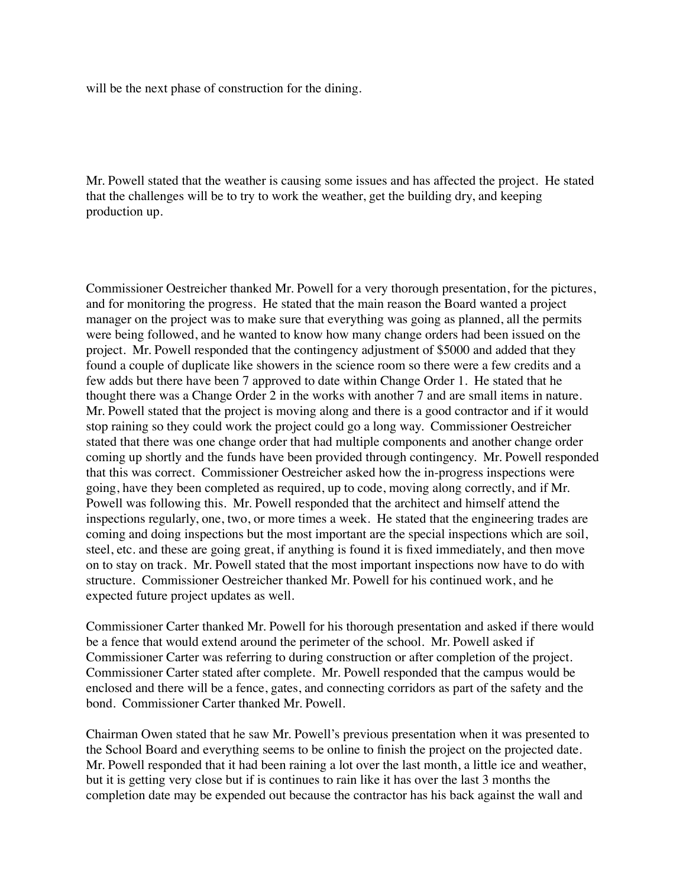will be the next phase of construction for the dining.

Mr. Powell stated that the weather is causing some issues and has affected the project. He stated that the challenges will be to try to work the weather, get the building dry, and keeping production up.

Commissioner Oestreicher thanked Mr. Powell for a very thorough presentation, for the pictures, and for monitoring the progress. He stated that the main reason the Board wanted a project manager on the project was to make sure that everything was going as planned, all the permits were being followed, and he wanted to know how many change orders had been issued on the project. Mr. Powell responded that the contingency adjustment of $5000 and added that they found a couple of duplicate like showers in the science room so there were a few credits and a few adds but there have been 7 approved to date within Change Order 1. He stated that he thought there was a Change Order 2 in the works with another 7 and are small items in nature. Mr. Powell stated that the project is moving along and there is a good contractor and if it would stop raining so they could work the project could go a long way. Commissioner Oestreicher stated that there was one change order that had multiple components and another change order coming up shortly and the funds have been provided through contingency. Mr. Powell responded that this was correct. Commissioner Oestreicher asked how the in-progress inspections were going, have they been completed as required, up to code, moving along correctly, and if Mr. Powell was following this. Mr. Powell responded that the architect and himself attend the inspections regularly, one, two, or more times a week. He stated that the engineering trades are coming and doing inspections but the most important are the special inspections which are soil, steel, etc. and these are going great, if anything is found it is fixed immediately, and then move on to stay on track. Mr. Powell stated that the most important inspections now have to do with structure. Commissioner Oestreicher thanked Mr. Powell for his continued work, and he expected future project updates as well.

Commissioner Carter thanked Mr. Powell for his thorough presentation and asked if there would be a fence that would extend around the perimeter of the school. Mr. Powell asked if Commissioner Carter was referring to during construction or after completion of the project. Commissioner Carter stated after complete. Mr. Powell responded that the campus would be enclosed and there will be a fence, gates, and connecting corridors as part of the safety and the bond. Commissioner Carter thanked Mr. Powell.

Chairman Owen stated that he saw Mr. Powell's previous presentation when it was presented to the School Board and everything seems to be online to finish the project on the projected date. Mr. Powell responded that it had been raining a lot over the last month, a little ice and weather, but it is getting very close but if is continues to rain like it has over the last 3 months the completion date may be expended out because the contractor has his back against the wall and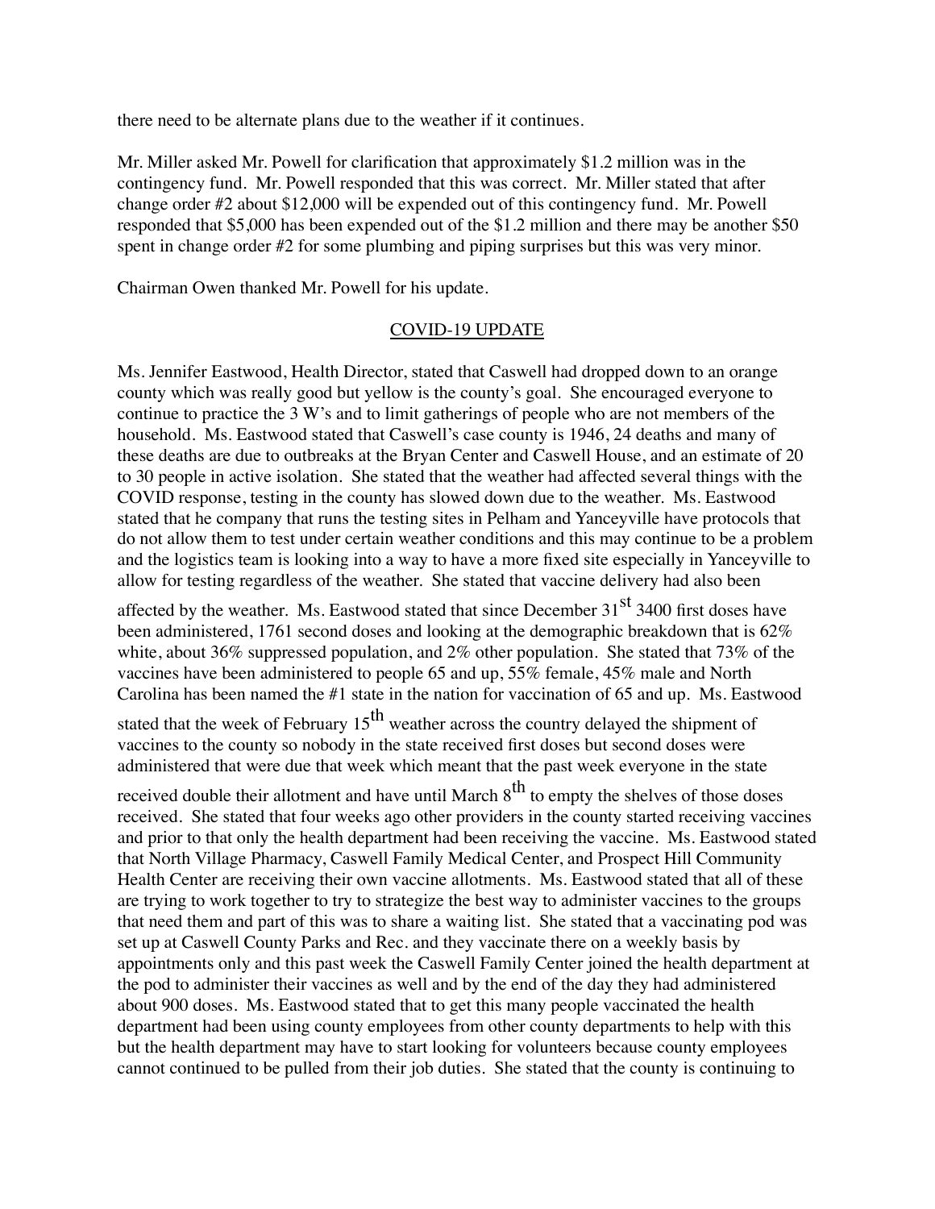there need to be alternate plans due to the weather if it continues.

Mr. Miller asked Mr. Powell for clarification that approximately $1.2 million was in the contingency fund. Mr. Powell responded that this was correct. Mr. Miller stated that after change order #2 about $12,000 will be expended out of this contingency fund. Mr. Powell responded that $5,000 has been expended out of the $1.2 million and there may be another $50 spent in change order #2 for some plumbing and piping surprises but this was very minor.

Chairman Owen thanked Mr. Powell for his update.

## COVID-19 UPDATE

Ms. Jennifer Eastwood, Health Director, stated that Caswell had dropped down to an orange county which was really good but yellow is the county's goal. She encouraged everyone to continue to practice the 3 W's and to limit gatherings of people who are not members of the household. Ms. Eastwood stated that Caswell's case county is 1946, 24 deaths and many of these deaths are due to outbreaks at the Bryan Center and Caswell House, and an estimate of 20 to 30 people in active isolation. She stated that the weather had affected several things with the COVID response, testing in the county has slowed down due to the weather. Ms. Eastwood stated that he company that runs the testing sites in Pelham and Yanceyville have protocols that do not allow them to test under certain weather conditions and this may continue to be a problem and the logistics team is looking into a way to have a more fixed site especially in Yanceyville to allow for testing regardless of the weather. She stated that vaccine delivery had also been affected by the weather. Ms. Eastwood stated that since December 31st 3400 first doses have been administered, 1761 second doses and looking at the demographic breakdown that is 62% white, about 36% suppressed population, and 2% other population. She stated that 73% of the vaccines have been administered to people 65 and up, 55% female, 45% male and North Carolina has been named the #1 state in the nation for vaccination of 65 and up. Ms. Eastwood stated that the week of February 15th weather across the country delayed the shipment of vaccines to the county so nobody in the state received first doses but second doses were administered that were due that week which meant that the past week everyone in the state received double their allotment and have until March 8th to empty the shelves of those doses received. She stated that four weeks ago other providers in the county started receiving vaccines and prior to that only the health department had been receiving the vaccine. Ms. Eastwood stated that North Village Pharmacy, Caswell Family Medical Center, and Prospect Hill Community Health Center are receiving their own vaccine allotments. Ms. Eastwood stated that all of these are trying to work together to try to strategize the best way to administer vaccines to the groups that need them and part of this was to share a waiting list. She stated that a vaccinating pod was set up at Caswell County Parks and Rec. and they vaccinate there on a weekly basis by appointments only and this past week the Caswell Family Center joined the health department at the pod to administer their vaccines as well and by the end of the day they had administered about 900 doses. Ms. Eastwood stated that to get this many people vaccinated the health department had been using county employees from other county departments to help with this but the health department may have to start looking for volunteers because county employees cannot continued to be pulled from their job duties. She stated that the county is continuing to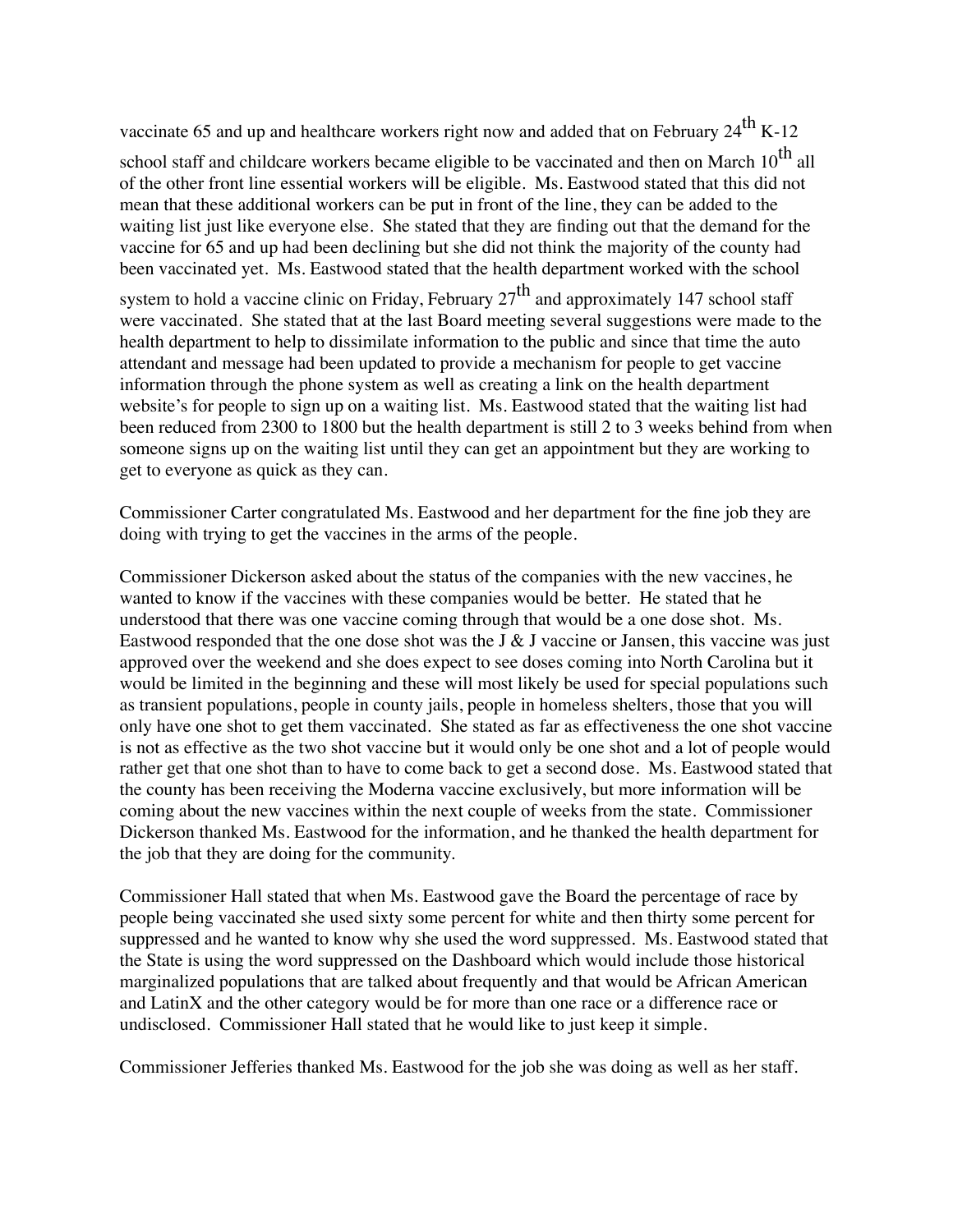vaccinate 65 and up and healthcare workers right now and added that on February 24th K-12 school staff and childcare workers became eligible to be vaccinated and then on March 10th all of the other front line essential workers will be eligible. Ms. Eastwood stated that this did not mean that these additional workers can be put in front of the line, they can be added to the waiting list just like everyone else. She stated that they are finding out that the demand for the vaccine for 65 and up had been declining but she did not think the majority of the county had been vaccinated yet. Ms. Eastwood stated that the health department worked with the school system to hold a vaccine clinic on Friday, February 27th and approximately 147 school staff were vaccinated. She stated that at the last Board meeting several suggestions were made to the health department to help to dissimilate information to the public and since that time the auto attendant and message had been updated to provide a mechanism for people to get vaccine information through the phone system as well as creating a link on the health department website's for people to sign up on a waiting list. Ms. Eastwood stated that the waiting list had been reduced from 2300 to 1800 but the health department is still 2 to 3 weeks behind from when someone signs up on the waiting list until they can get an appointment but they are working to get to everyone as quick as they can.

Commissioner Carter congratulated Ms. Eastwood and her department for the fine job they are doing with trying to get the vaccines in the arms of the people.

Commissioner Dickerson asked about the status of the companies with the new vaccines, he wanted to know if the vaccines with these companies would be better. He stated that he understood that there was one vaccine coming through that would be a one dose shot. Ms. Eastwood responded that the one dose shot was the J & J vaccine or Jansen, this vaccine was just approved over the weekend and she does expect to see doses coming into North Carolina but it would be limited in the beginning and these will most likely be used for special populations such as transient populations, people in county jails, people in homeless shelters, those that you will only have one shot to get them vaccinated. She stated as far as effectiveness the one shot vaccine is not as effective as the two shot vaccine but it would only be one shot and a lot of people would rather get that one shot than to have to come back to get a second dose. Ms. Eastwood stated that the county has been receiving the Moderna vaccine exclusively, but more information will be coming about the new vaccines within the next couple of weeks from the state. Commissioner Dickerson thanked Ms. Eastwood for the information, and he thanked the health department for the job that they are doing for the community.

Commissioner Hall stated that when Ms. Eastwood gave the Board the percentage of race by people being vaccinated she used sixty some percent for white and then thirty some percent for suppressed and he wanted to know why she used the word suppressed. Ms. Eastwood stated that the State is using the word suppressed on the Dashboard which would include those historical marginalized populations that are talked about frequently and that would be African American and LatinX and the other category would be for more than one race or a difference race or undisclosed. Commissioner Hall stated that he would like to just keep it simple.

Commissioner Jefferies thanked Ms. Eastwood for the job she was doing as well as her staff.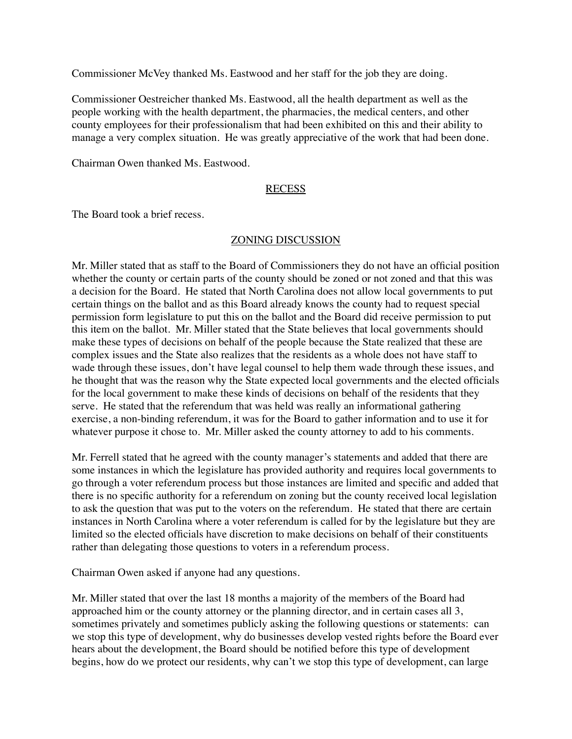Commissioner McVey thanked Ms. Eastwood and her staff for the job they are doing.

Commissioner Oestreicher thanked Ms. Eastwood, all the health department as well as the people working with the health department, the pharmacies, the medical centers, and other county employees for their professionalism that had been exhibited on this and their ability to manage a very complex situation. He was greatly appreciative of the work that had been done.

Chairman Owen thanked Ms. Eastwood.

## RECESS

The Board took a brief recess.

## ZONING DISCUSSION

Mr. Miller stated that as staff to the Board of Commissioners they do not have an official position whether the county or certain parts of the county should be zoned or not zoned and that this was a decision for the Board. He stated that North Carolina does not allow local governments to put certain things on the ballot and as this Board already knows the county had to request special permission form legislature to put this on the ballot and the Board did receive permission to put this item on the ballot. Mr. Miller stated that the State believes that local governments should make these types of decisions on behalf of the people because the State realized that these are complex issues and the State also realizes that the residents as a whole does not have staff to wade through these issues, don't have legal counsel to help them wade through these issues, and he thought that was the reason why the State expected local governments and the elected officials for the local government to make these kinds of decisions on behalf of the residents that they serve. He stated that the referendum that was held was really an informational gathering exercise, a non-binding referendum, it was for the Board to gather information and to use it for whatever purpose it chose to. Mr. Miller asked the county attorney to add to his comments.

Mr. Ferrell stated that he agreed with the county manager's statements and added that there are some instances in which the legislature has provided authority and requires local governments to go through a voter referendum process but those instances are limited and specific and added that there is no specific authority for a referendum on zoning but the county received local legislation to ask the question that was put to the voters on the referendum. He stated that there are certain instances in North Carolina where a voter referendum is called for by the legislature but they are limited so the elected officials have discretion to make decisions on behalf of their constituents rather than delegating those questions to voters in a referendum process.

Chairman Owen asked if anyone had any questions.

Mr. Miller stated that over the last 18 months a majority of the members of the Board had approached him or the county attorney or the planning director, and in certain cases all 3, sometimes privately and sometimes publicly asking the following questions or statements: can we stop this type of development, why do businesses develop vested rights before the Board ever hears about the development, the Board should be notified before this type of development begins, how do we protect our residents, why can't we stop this type of development, can large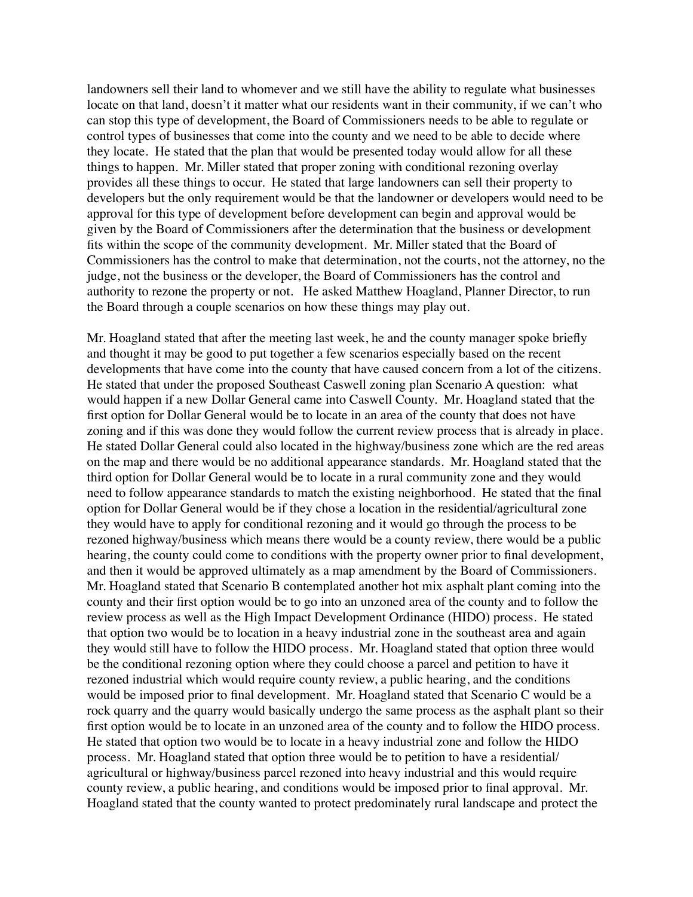landowners sell their land to whomever and we still have the ability to regulate what businesses locate on that land, doesn't it matter what our residents want in their community, if we can't who can stop this type of development, the Board of Commissioners needs to be able to regulate or control types of businesses that come into the county and we need to be able to decide where they locate. He stated that the plan that would be presented today would allow for all these things to happen. Mr. Miller stated that proper zoning with conditional rezoning overlay provides all these things to occur. He stated that large landowners can sell their property to developers but the only requirement would be that the landowner or developers would need to be approval for this type of development before development can begin and approval would be given by the Board of Commissioners after the determination that the business or development fits within the scope of the community development. Mr. Miller stated that the Board of Commissioners has the control to make that determination, not the courts, not the attorney, no the judge, not the business or the developer, the Board of Commissioners has the control and authority to rezone the property or not. He asked Matthew Hoagland, Planner Director, to run the Board through a couple scenarios on how these things may play out.

Mr. Hoagland stated that after the meeting last week, he and the county manager spoke briefly and thought it may be good to put together a few scenarios especially based on the recent developments that have come into the county that have caused concern from a lot of the citizens. He stated that under the proposed Southeast Caswell zoning plan Scenario A question: what would happen if a new Dollar General came into Caswell County. Mr. Hoagland stated that the first option for Dollar General would be to locate in an area of the county that does not have zoning and if this was done they would follow the current review process that is already in place. He stated Dollar General could also located in the highway/business zone which are the red areas on the map and there would be no additional appearance standards. Mr. Hoagland stated that the third option for Dollar General would be to locate in a rural community zone and they would need to follow appearance standards to match the existing neighborhood. He stated that the final option for Dollar General would be if they chose a location in the residential/agricultural zone they would have to apply for conditional rezoning and it would go through the process to be rezoned highway/business which means there would be a county review, there would be a public hearing, the county could come to conditions with the property owner prior to final development, and then it would be approved ultimately as a map amendment by the Board of Commissioners. Mr. Hoagland stated that Scenario B contemplated another hot mix asphalt plant coming into the county and their first option would be to go into an unzoned area of the county and to follow the review process as well as the High Impact Development Ordinance (HIDO) process. He stated that option two would be to location in a heavy industrial zone in the southeast area and again they would still have to follow the HIDO process. Mr. Hoagland stated that option three would be the conditional rezoning option where they could choose a parcel and petition to have it rezoned industrial which would require county review, a public hearing, and the conditions would be imposed prior to final development. Mr. Hoagland stated that Scenario C would be a rock quarry and the quarry would basically undergo the same process as the asphalt plant so their first option would be to locate in an unzoned area of the county and to follow the HIDO process. He stated that option two would be to locate in a heavy industrial zone and follow the HIDO process. Mr. Hoagland stated that option three would be to petition to have a residential/agricultural or highway/business parcel rezoned into heavy industrial and this would require county review, a public hearing, and conditions would be imposed prior to final approval. Mr. Hoagland stated that the county wanted to protect predominately rural landscape and protect the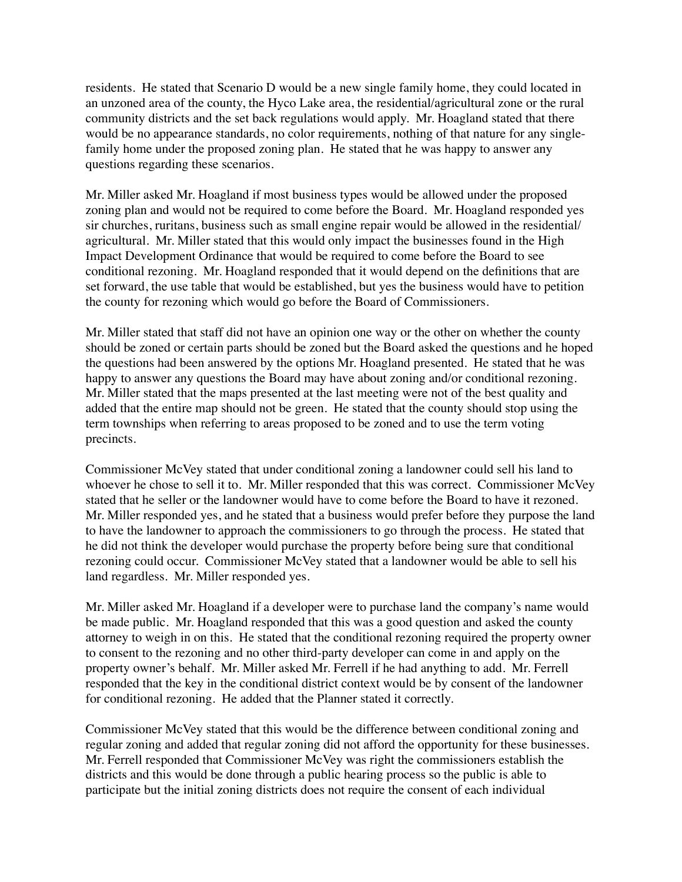residents. He stated that Scenario D would be a new single family home, they could located in an unzoned area of the county, the Hyco Lake area, the residential/agricultural zone or the rural community districts and the set back regulations would apply. Mr. Hoagland stated that there would be no appearance standards, no color requirements, nothing of that nature for any single-family home under the proposed zoning plan. He stated that he was happy to answer any questions regarding these scenarios.

Mr. Miller asked Mr. Hoagland if most business types would be allowed under the proposed zoning plan and would not be required to come before the Board. Mr. Hoagland responded yes sir churches, ruritans, business such as small engine repair would be allowed in the residential/agricultural. Mr. Miller stated that this would only impact the businesses found in the High Impact Development Ordinance that would be required to come before the Board to see conditional rezoning. Mr. Hoagland responded that it would depend on the definitions that are set forward, the use table that would be established, but yes the business would have to petition the county for rezoning which would go before the Board of Commissioners.

Mr. Miller stated that staff did not have an opinion one way or the other on whether the county should be zoned or certain parts should be zoned but the Board asked the questions and he hoped the questions had been answered by the options Mr. Hoagland presented. He stated that he was happy to answer any questions the Board may have about zoning and/or conditional rezoning. Mr. Miller stated that the maps presented at the last meeting were not of the best quality and added that the entire map should not be green. He stated that the county should stop using the term townships when referring to areas proposed to be zoned and to use the term voting precincts.

Commissioner McVey stated that under conditional zoning a landowner could sell his land to whoever he chose to sell it to. Mr. Miller responded that this was correct. Commissioner McVey stated that he seller or the landowner would have to come before the Board to have it rezoned. Mr. Miller responded yes, and he stated that a business would prefer before they purpose the land to have the landowner to approach the commissioners to go through the process. He stated that he did not think the developer would purchase the property before being sure that conditional rezoning could occur. Commissioner McVey stated that a landowner would be able to sell his land regardless. Mr. Miller responded yes.

Mr. Miller asked Mr. Hoagland if a developer were to purchase land the company's name would be made public. Mr. Hoagland responded that this was a good question and asked the county attorney to weigh in on this. He stated that the conditional rezoning required the property owner to consent to the rezoning and no other third-party developer can come in and apply on the property owner's behalf. Mr. Miller asked Mr. Ferrell if he had anything to add. Mr. Ferrell responded that the key in the conditional district context would be by consent of the landowner for conditional rezoning. He added that the Planner stated it correctly.

Commissioner McVey stated that this would be the difference between conditional zoning and regular zoning and added that regular zoning did not afford the opportunity for these businesses. Mr. Ferrell responded that Commissioner McVey was right the commissioners establish the districts and this would be done through a public hearing process so the public is able to participate but the initial zoning districts does not require the consent of each individual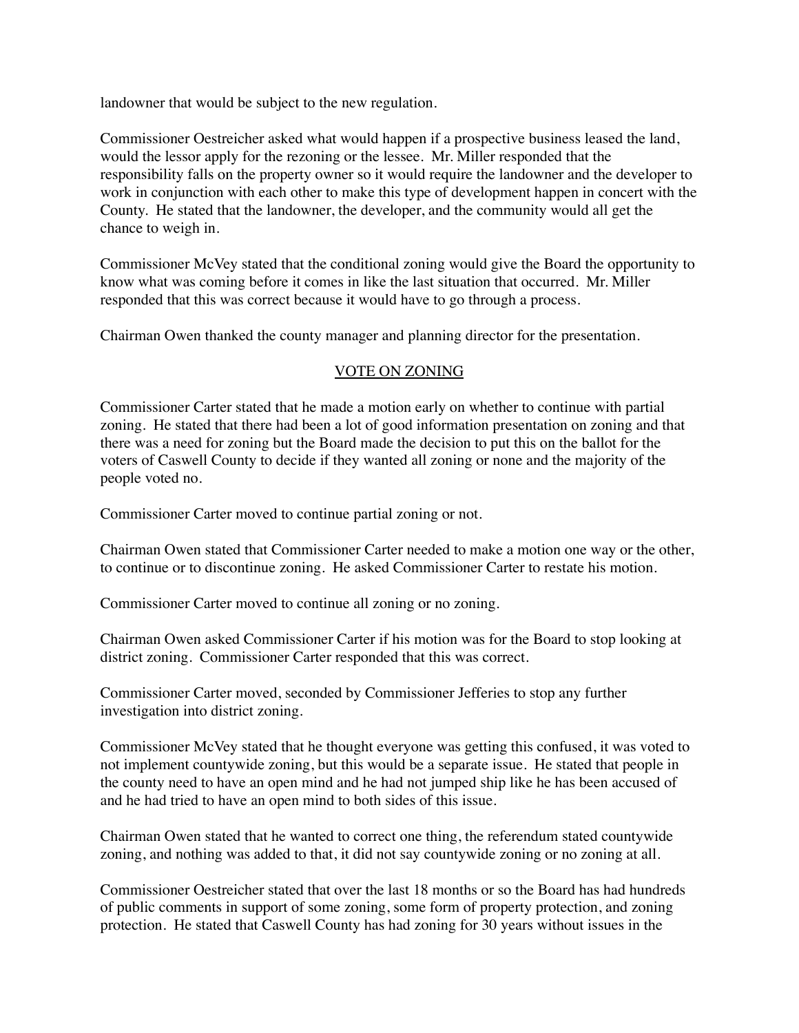landowner that would be subject to the new regulation.

Commissioner Oestreicher asked what would happen if a prospective business leased the land, would the lessor apply for the rezoning or the lessee. Mr. Miller responded that the responsibility falls on the property owner so it would require the landowner and the developer to work in conjunction with each other to make this type of development happen in concert with the County. He stated that the landowner, the developer, and the community would all get the chance to weigh in.

Commissioner McVey stated that the conditional zoning would give the Board the opportunity to know what was coming before it comes in like the last situation that occurred. Mr. Miller responded that this was correct because it would have to go through a process.

Chairman Owen thanked the county manager and planning director for the presentation.

## VOTE ON ZONING

Commissioner Carter stated that he made a motion early on whether to continue with partial zoning. He stated that there had been a lot of good information presentation on zoning and that there was a need for zoning but the Board made the decision to put this on the ballot for the voters of Caswell County to decide if they wanted all zoning or none and the majority of the people voted no.

Commissioner Carter moved to continue partial zoning or not.

Chairman Owen stated that Commissioner Carter needed to make a motion one way or the other, to continue or to discontinue zoning. He asked Commissioner Carter to restate his motion.

Commissioner Carter moved to continue all zoning or no zoning.

Chairman Owen asked Commissioner Carter if his motion was for the Board to stop looking at district zoning. Commissioner Carter responded that this was correct.

Commissioner Carter moved, seconded by Commissioner Jefferies to stop any further investigation into district zoning.

Commissioner McVey stated that he thought everyone was getting this confused, it was voted to not implement countywide zoning, but this would be a separate issue. He stated that people in the county need to have an open mind and he had not jumped ship like he has been accused of and he had tried to have an open mind to both sides of this issue.

Chairman Owen stated that he wanted to correct one thing, the referendum stated countywide zoning, and nothing was added to that, it did not say countywide zoning or no zoning at all.

Commissioner Oestreicher stated that over the last 18 months or so the Board has had hundreds of public comments in support of some zoning, some form of property protection, and zoning protection. He stated that Caswell County has had zoning for 30 years without issues in the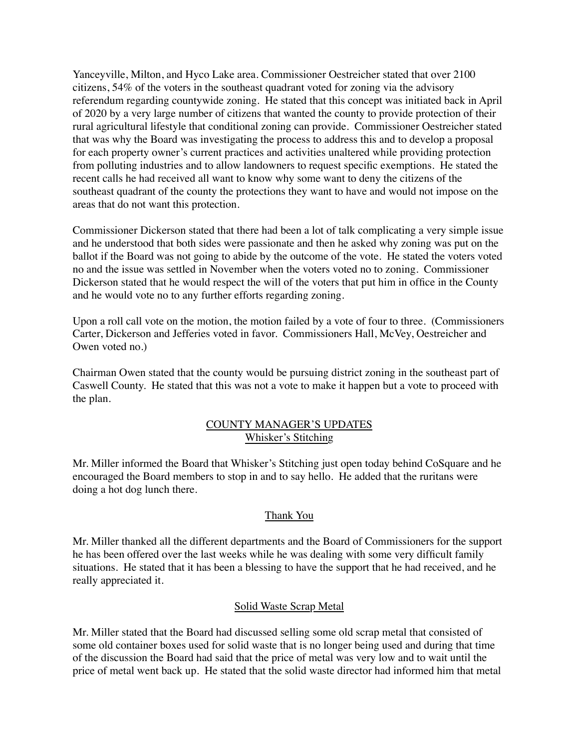Yanceyville, Milton, and Hyco Lake area. Commissioner Oestreicher stated that over 2100 citizens, 54% of the voters in the southeast quadrant voted for zoning via the advisory referendum regarding countywide zoning. He stated that this concept was initiated back in April of 2020 by a very large number of citizens that wanted the county to provide protection of their rural agricultural lifestyle that conditional zoning can provide. Commissioner Oestreicher stated that was why the Board was investigating the process to address this and to develop a proposal for each property owner's current practices and activities unaltered while providing protection from polluting industries and to allow landowners to request specific exemptions. He stated the recent calls he had received all want to know why some want to deny the citizens of the southeast quadrant of the county the protections they want to have and would not impose on the areas that do not want this protection.

Commissioner Dickerson stated that there had been a lot of talk complicating a very simple issue and he understood that both sides were passionate and then he asked why zoning was put on the ballot if the Board was not going to abide by the outcome of the vote. He stated the voters voted no and the issue was settled in November when the voters voted no to zoning. Commissioner Dickerson stated that he would respect the will of the voters that put him in office in the County and he would vote no to any further efforts regarding zoning.

Upon a roll call vote on the motion, the motion failed by a vote of four to three. (Commissioners Carter, Dickerson and Jefferies voted in favor. Commissioners Hall, McVey, Oestreicher and Owen voted no.)

Chairman Owen stated that the county would be pursuing district zoning in the southeast part of Caswell County. He stated that this was not a vote to make it happen but a vote to proceed with the plan.

## COUNTY MANAGER'S UPDATES

### Whisker's Stitching

Mr. Miller informed the Board that Whisker's Stitching just open today behind CoSquare and he encouraged the Board members to stop in and to say hello. He added that the ruritans were doing a hot dog lunch there.

### Thank You

Mr. Miller thanked all the different departments and the Board of Commissioners for the support he has been offered over the last weeks while he was dealing with some very difficult family situations. He stated that it has been a blessing to have the support that he had received, and he really appreciated it.

### Solid Waste Scrap Metal

Mr. Miller stated that the Board had discussed selling some old scrap metal that consisted of some old container boxes used for solid waste that is no longer being used and during that time of the discussion the Board had said that the price of metal was very low and to wait until the price of metal went back up. He stated that the solid waste director had informed him that metal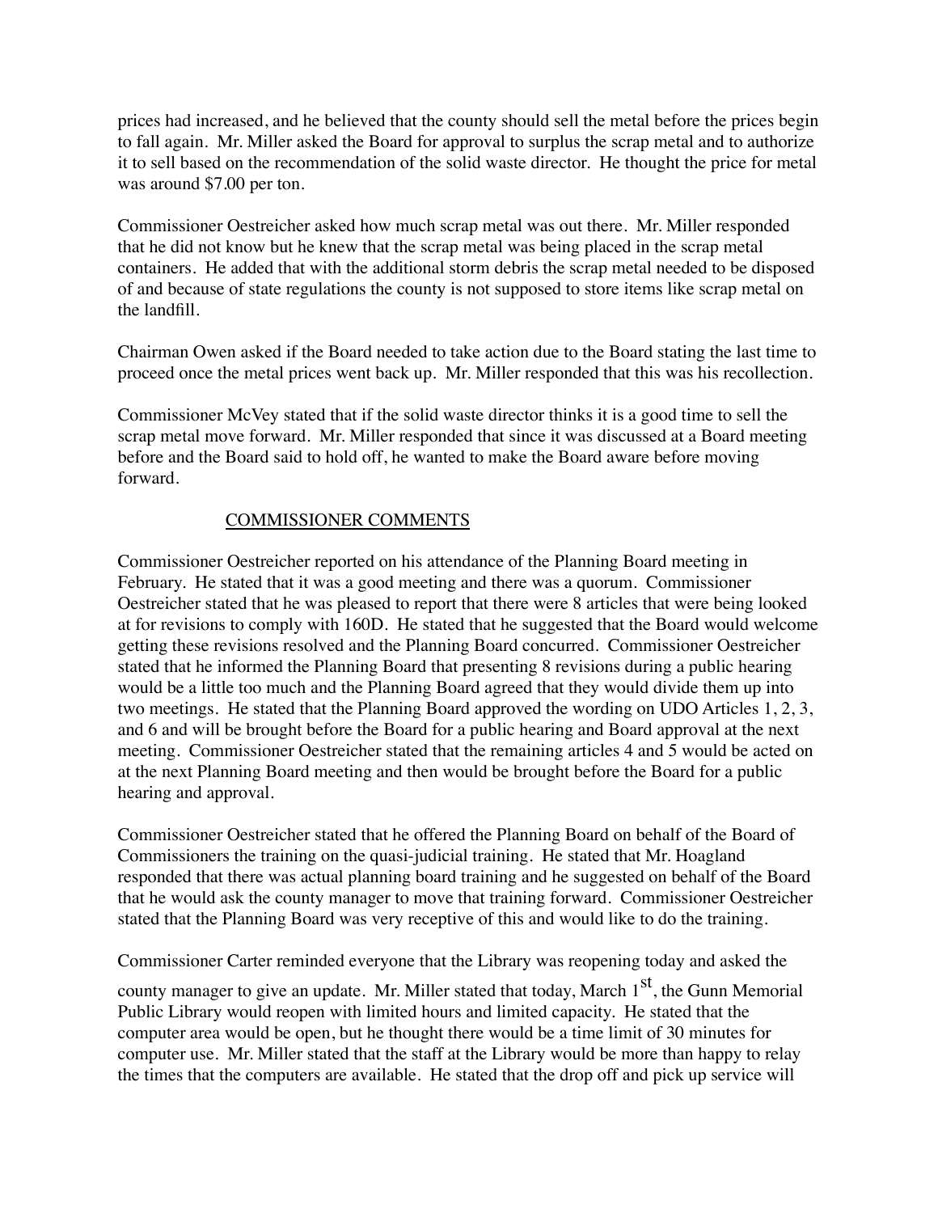prices had increased, and he believed that the county should sell the metal before the prices begin to fall again. Mr. Miller asked the Board for approval to surplus the scrap metal and to authorize it to sell based on the recommendation of the solid waste director. He thought the price for metal was around $7.00 per ton.

Commissioner Oestreicher asked how much scrap metal was out there. Mr. Miller responded that he did not know but he knew that the scrap metal was being placed in the scrap metal containers. He added that with the additional storm debris the scrap metal needed to be disposed of and because of state regulations the county is not supposed to store items like scrap metal on the landfill.

Chairman Owen asked if the Board needed to take action due to the Board stating the last time to proceed once the metal prices went back up. Mr. Miller responded that this was his recollection.

Commissioner McVey stated that if the solid waste director thinks it is a good time to sell the scrap metal move forward. Mr. Miller responded that since it was discussed at a Board meeting before and the Board said to hold off, he wanted to make the Board aware before moving forward.

## COMMISSIONER COMMENTS

Commissioner Oestreicher reported on his attendance of the Planning Board meeting in February. He stated that it was a good meeting and there was a quorum. Commissioner Oestreicher stated that he was pleased to report that there were 8 articles that were being looked at for revisions to comply with 160D. He stated that he suggested that the Board would welcome getting these revisions resolved and the Planning Board concurred. Commissioner Oestreicher stated that he informed the Planning Board that presenting 8 revisions during a public hearing would be a little too much and the Planning Board agreed that they would divide them up into two meetings. He stated that the Planning Board approved the wording on UDO Articles 1, 2, 3, and 6 and will be brought before the Board for a public hearing and Board approval at the next meeting. Commissioner Oestreicher stated that the remaining articles 4 and 5 would be acted on at the next Planning Board meeting and then would be brought before the Board for a public hearing and approval.

Commissioner Oestreicher stated that he offered the Planning Board on behalf of the Board of Commissioners the training on the quasi-judicial training. He stated that Mr. Hoagland responded that there was actual planning board training and he suggested on behalf of the Board that he would ask the county manager to move that training forward. Commissioner Oestreicher stated that the Planning Board was very receptive of this and would like to do the training.

Commissioner Carter reminded everyone that the Library was reopening today and asked the county manager to give an update. Mr. Miller stated that today, March 1st, the Gunn Memorial Public Library would reopen with limited hours and limited capacity. He stated that the computer area would be open, but he thought there would be a time limit of 30 minutes for computer use. Mr. Miller stated that the staff at the Library would be more than happy to relay the times that the computers are available. He stated that the drop off and pick up service will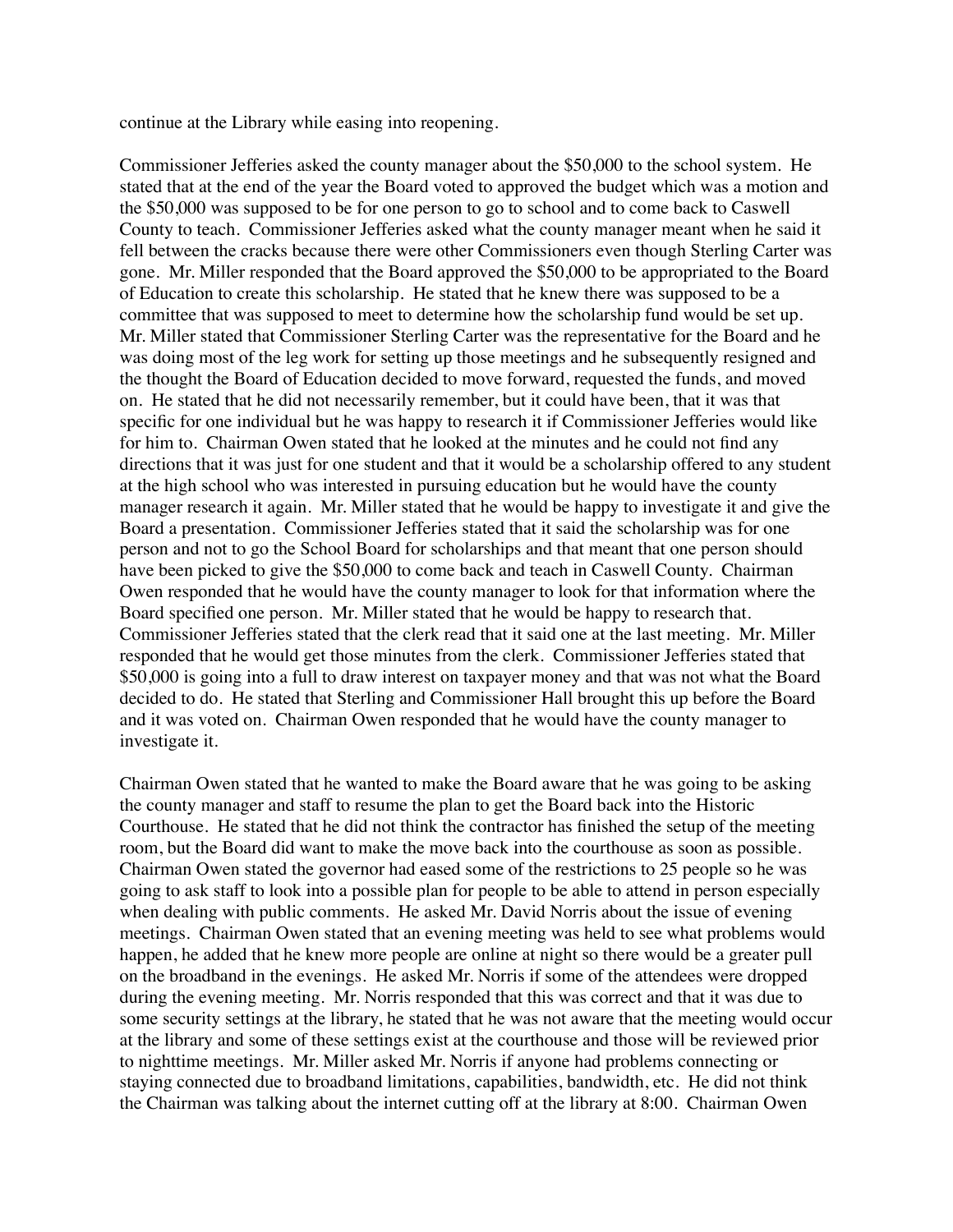continue at the Library while easing into reopening.

Commissioner Jefferies asked the county manager about the $50,000 to the school system. He stated that at the end of the year the Board voted to approved the budget which was a motion and the $50,000 was supposed to be for one person to go to school and to come back to Caswell County to teach. Commissioner Jefferies asked what the county manager meant when he said it fell between the cracks because there were other Commissioners even though Sterling Carter was gone. Mr. Miller responded that the Board approved the $50,000 to be appropriated to the Board of Education to create this scholarship. He stated that he knew there was supposed to be a committee that was supposed to meet to determine how the scholarship fund would be set up. Mr. Miller stated that Commissioner Sterling Carter was the representative for the Board and he was doing most of the leg work for setting up those meetings and he subsequently resigned and the thought the Board of Education decided to move forward, requested the funds, and moved on. He stated that he did not necessarily remember, but it could have been, that it was that specific for one individual but he was happy to research it if Commissioner Jefferies would like for him to. Chairman Owen stated that he looked at the minutes and he could not find any directions that it was just for one student and that it would be a scholarship offered to any student at the high school who was interested in pursuing education but he would have the county manager research it again. Mr. Miller stated that he would be happy to investigate it and give the Board a presentation. Commissioner Jefferies stated that it said the scholarship was for one person and not to go the School Board for scholarships and that meant that one person should have been picked to give the $50,000 to come back and teach in Caswell County. Chairman Owen responded that he would have the county manager to look for that information where the Board specified one person. Mr. Miller stated that he would be happy to research that. Commissioner Jefferies stated that the clerk read that it said one at the last meeting. Mr. Miller responded that he would get those minutes from the clerk. Commissioner Jefferies stated that $50,000 is going into a full to draw interest on taxpayer money and that was not what the Board decided to do. He stated that Sterling and Commissioner Hall brought this up before the Board and it was voted on. Chairman Owen responded that he would have the county manager to investigate it.

Chairman Owen stated that he wanted to make the Board aware that he was going to be asking the county manager and staff to resume the plan to get the Board back into the Historic Courthouse. He stated that he did not think the contractor has finished the setup of the meeting room, but the Board did want to make the move back into the courthouse as soon as possible. Chairman Owen stated the governor had eased some of the restrictions to 25 people so he was going to ask staff to look into a possible plan for people to be able to attend in person especially when dealing with public comments. He asked Mr. David Norris about the issue of evening meetings. Chairman Owen stated that an evening meeting was held to see what problems would happen, he added that he knew more people are online at night so there would be a greater pull on the broadband in the evenings. He asked Mr. Norris if some of the attendees were dropped during the evening meeting. Mr. Norris responded that this was correct and that it was due to some security settings at the library, he stated that he was not aware that the meeting would occur at the library and some of these settings exist at the courthouse and those will be reviewed prior to nighttime meetings. Mr. Miller asked Mr. Norris if anyone had problems connecting or staying connected due to broadband limitations, capabilities, bandwidth, etc. He did not think the Chairman was talking about the internet cutting off at the library at 8:00. Chairman Owen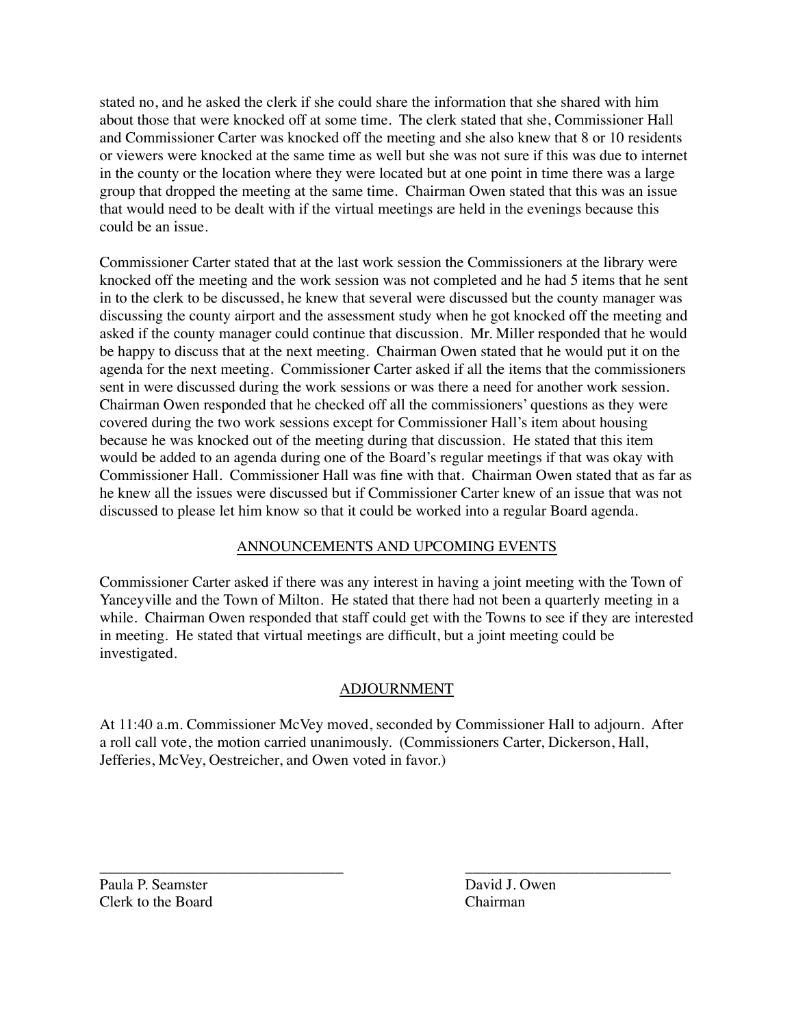stated no, and he asked the clerk if she could share the information that she shared with him about those that were knocked off at some time. The clerk stated that she, Commissioner Hall and Commissioner Carter was knocked off the meeting and she also knew that 8 or 10 residents or viewers were knocked at the same time as well but she was not sure if this was due to internet in the county or the location where they were located but at one point in time there was a large group that dropped the meeting at the same time. Chairman Owen stated that this was an issue that would need to be dealt with if the virtual meetings are held in the evenings because this could be an issue.

Commissioner Carter stated that at the last work session the Commissioners at the library were knocked off the meeting and the work session was not completed and he had 5 items that he sent in to the clerk to be discussed, he knew that several were discussed but the county manager was discussing the county airport and the assessment study when he got knocked off the meeting and asked if the county manager could continue that discussion. Mr. Miller responded that he would be happy to discuss that at the next meeting. Chairman Owen stated that he would put it on the agenda for the next meeting. Commissioner Carter asked if all the items that the commissioners sent in were discussed during the work sessions or was there a need for another work session. Chairman Owen responded that he checked off all the commissioners' questions as they were covered during the two work sessions except for Commissioner Hall's item about housing because he was knocked out of the meeting during that discussion. He stated that this item would be added to an agenda during one of the Board's regular meetings if that was okay with Commissioner Hall. Commissioner Hall was fine with that. Chairman Owen stated that as far as he knew all the issues were discussed but if Commissioner Carter knew of an issue that was not discussed to please let him know so that it could be worked into a regular Board agenda.

## ANNOUNCEMENTS AND UPCOMING EVENTS

Commissioner Carter asked if there was any interest in having a joint meeting with the Town of Yanceyville and the Town of Milton. He stated that there had not been a quarterly meeting in a while. Chairman Owen responded that staff could get with the Towns to see if they are interested in meeting. He stated that virtual meetings are difficult, but a joint meeting could be investigated.

## ADJOURNMENT

At 11:40 a.m. Commissioner McVey moved, seconded by Commissioner Hall to adjourn. After a roll call vote, the motion carried unanimously. (Commissioners Carter, Dickerson, Hall, Jefferies, McVey, Oestreicher, and Owen voted in favor.)

| | |
|---|---|
| \_\_\_\_\_\_\_\_\_\_\_\_\_\_\_\_\_\_\_\_\_\_\_\_\_\_\_\_\_\_ | \_\_\_\_\_\_\_\_\_\_\_\_\_\_\_\_\_\_\_\_\_\_\_\_\_\_\_\_\_\_ |
| Paula P. Seamster | David J. Owen |
| Clerk to the Board | Chairman |